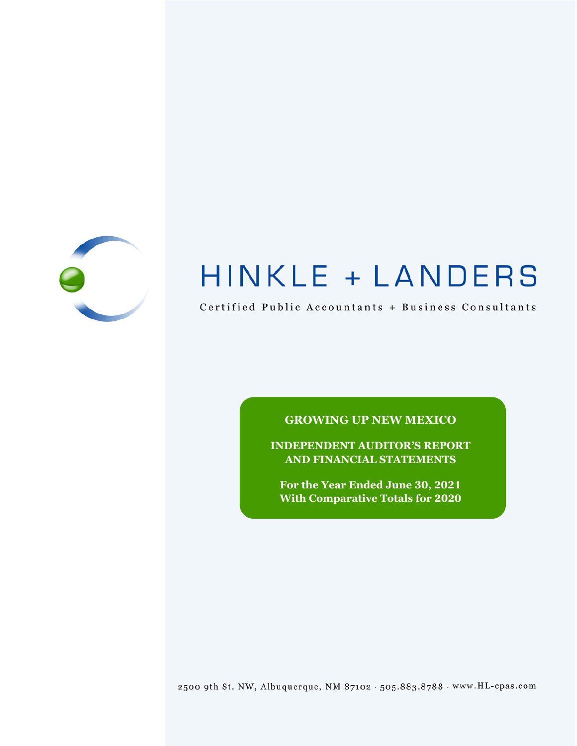# HINKLE + LANDERS

Certified Public Accountants + Business Consultants

**GROWING UP NEW MEXICO**

**INDEPENDENT AUDITOR'S REPORT AND FINANCIAL STATEMENTS**

**For the Year Ended June 30, 2021**
**With Comparative Totals for 2020**

2500 9th St. NW, Albuquerque, NM 87102 · 505.883.8788 · www.HL-cpas.com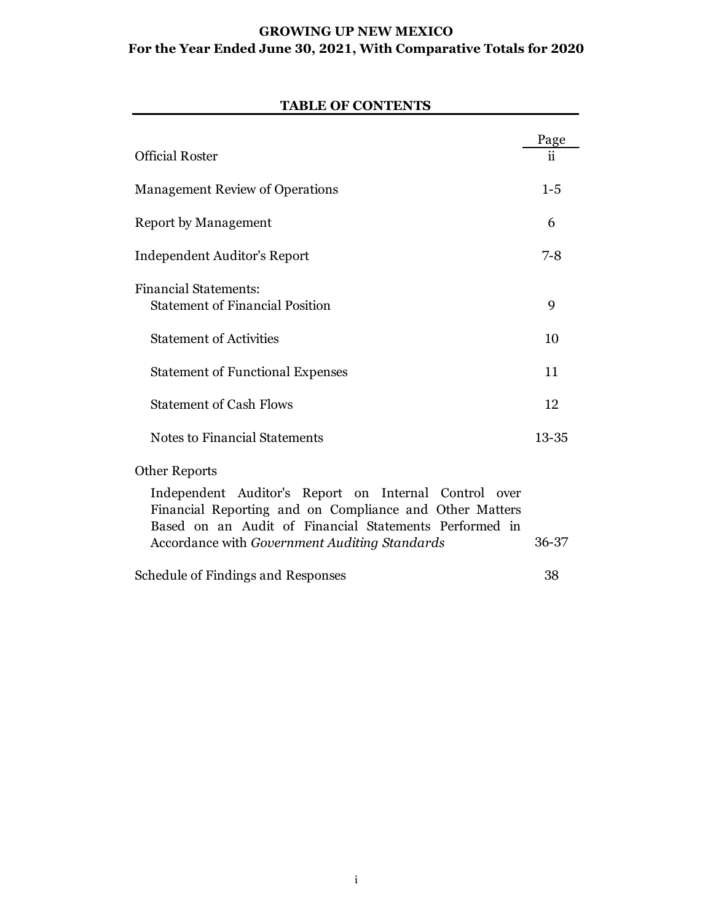# GROWING UP NEW MEXICO
## For the Year Ended June 30, 2021, With Comparative Totals for 2020

### TABLE OF CONTENTS

| | Page |
|---|---|
| Official Roster | ii |
| Management Review of Operations | 1-5 |
| Report by Management | 6 |
| Independent Auditor's Report | 7-8 |
| Financial Statements: | |
| Statement of Financial Position | 9 |
| Statement of Activities | 10 |
| Statement of Functional Expenses | 11 |
| Statement of Cash Flows | 12 |
| Notes to Financial Statements | 13-35 |
| Other Reports | |
| Independent Auditor's Report on Internal Control over Financial Reporting and on Compliance and Other Matters Based on an Audit of Financial Statements Performed in Accordance with *Government Auditing Standards* | 36-37 |
| Schedule of Findings and Responses | 38 |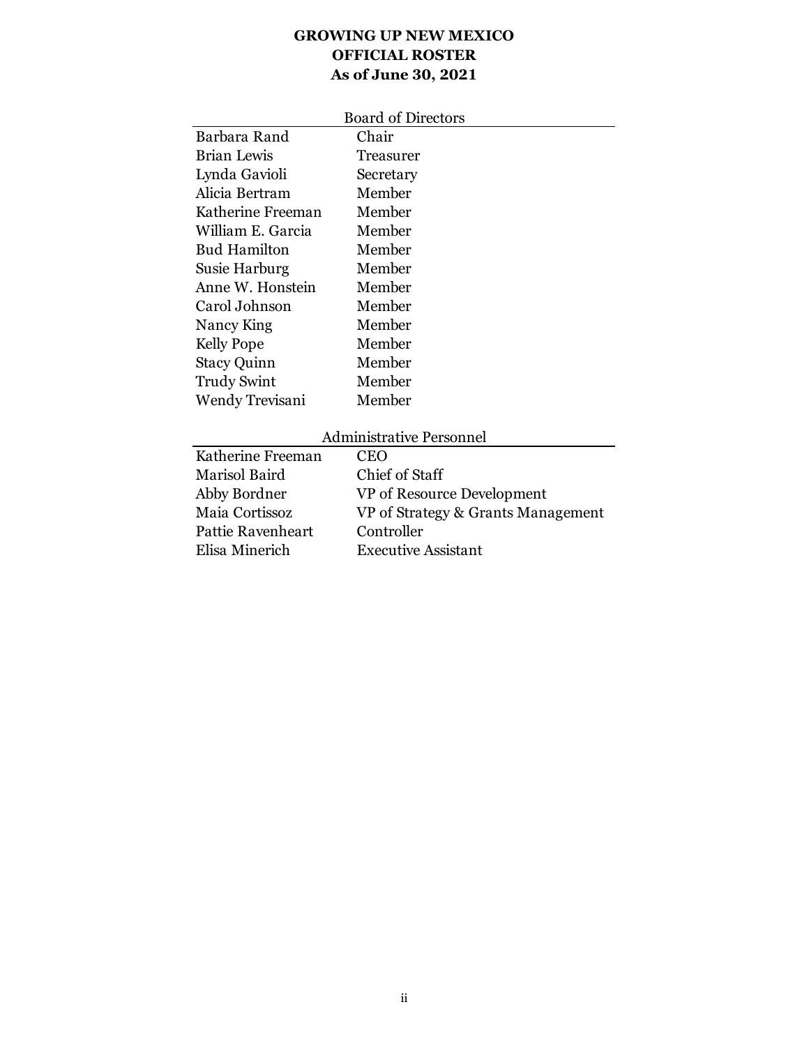# GROWING UP NEW MEXICO
# OFFICIAL ROSTER
# As of June 30, 2021

| Board of Directors | |
|---|---|
| Barbara Rand | Chair |
| Brian Lewis | Treasurer |
| Lynda Gavioli | Secretary |
| Alicia Bertram | Member |
| Katherine Freeman | Member |
| William E. Garcia | Member |
| Bud Hamilton | Member |
| Susie Harburg | Member |
| Anne W. Honstein | Member |
| Carol Johnson | Member |
| Nancy King | Member |
| Kelly Pope | Member |
| Stacy Quinn | Member |
| Trudy Swint | Member |
| Wendy Trevisani | Member |

| Administrative Personnel | |
|---|---|
| Katherine Freeman | CEO |
| Marisol Baird | Chief of Staff |
| Abby Bordner | VP of Resource Development |
| Maia Cortissoz | VP of Strategy & Grants Management |
| Pattie Ravenheart | Controller |
| Elisa Minerich | Executive Assistant |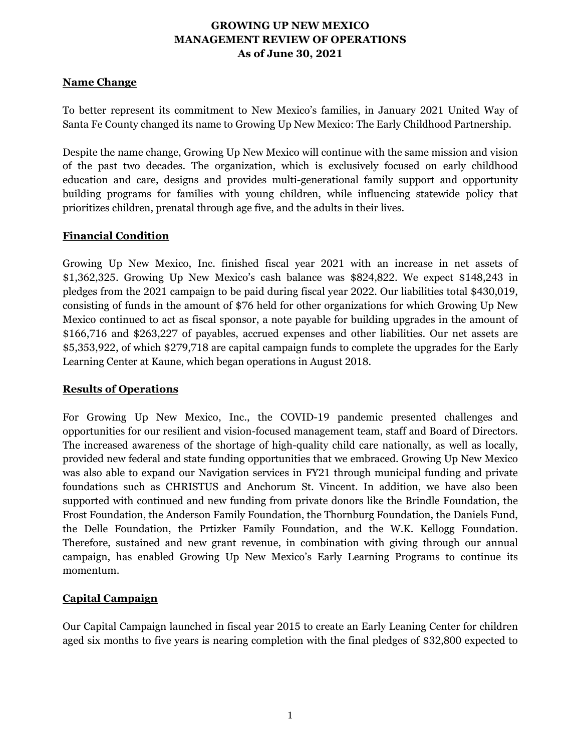# GROWING UP NEW MEXICO
# MANAGEMENT REVIEW OF OPERATIONS
# As of June 30, 2021

## Name Change

To better represent its commitment to New Mexico's families, in January 2021 United Way of Santa Fe County changed its name to Growing Up New Mexico: The Early Childhood Partnership.

Despite the name change, Growing Up New Mexico will continue with the same mission and vision of the past two decades. The organization, which is exclusively focused on early childhood education and care, designs and provides multi-generational family support and opportunity building programs for families with young children, while influencing statewide policy that prioritizes children, prenatal through age five, and the adults in their lives.

## Financial Condition

Growing Up New Mexico, Inc. finished fiscal year 2021 with an increase in net assets of $1,362,325. Growing Up New Mexico's cash balance was $824,822. We expect $148,243 in pledges from the 2021 campaign to be paid during fiscal year 2022. Our liabilities total $430,019, consisting of funds in the amount of $76 held for other organizations for which Growing Up New Mexico continued to act as fiscal sponsor, a note payable for building upgrades in the amount of $166,716 and $263,227 of payables, accrued expenses and other liabilities. Our net assets are $5,353,922, of which $279,718 are capital campaign funds to complete the upgrades for the Early Learning Center at Kaune, which began operations in August 2018.

## Results of Operations

For Growing Up New Mexico, Inc., the COVID-19 pandemic presented challenges and opportunities for our resilient and vision-focused management team, staff and Board of Directors. The increased awareness of the shortage of high-quality child care nationally, as well as locally, provided new federal and state funding opportunities that we embraced. Growing Up New Mexico was also able to expand our Navigation services in FY21 through municipal funding and private foundations such as CHRISTUS and Anchorum St. Vincent. In addition, we have also been supported with continued and new funding from private donors like the Brindle Foundation, the Frost Foundation, the Anderson Family Foundation, the Thornburg Foundation, the Daniels Fund, the Delle Foundation, the Prtizker Family Foundation, and the W.K. Kellogg Foundation. Therefore, sustained and new grant revenue, in combination with giving through our annual campaign, has enabled Growing Up New Mexico's Early Learning Programs to continue its momentum.

## Capital Campaign

Our Capital Campaign launched in fiscal year 2015 to create an Early Leaning Center for children aged six months to five years is nearing completion with the final pledges of $32,800 expected to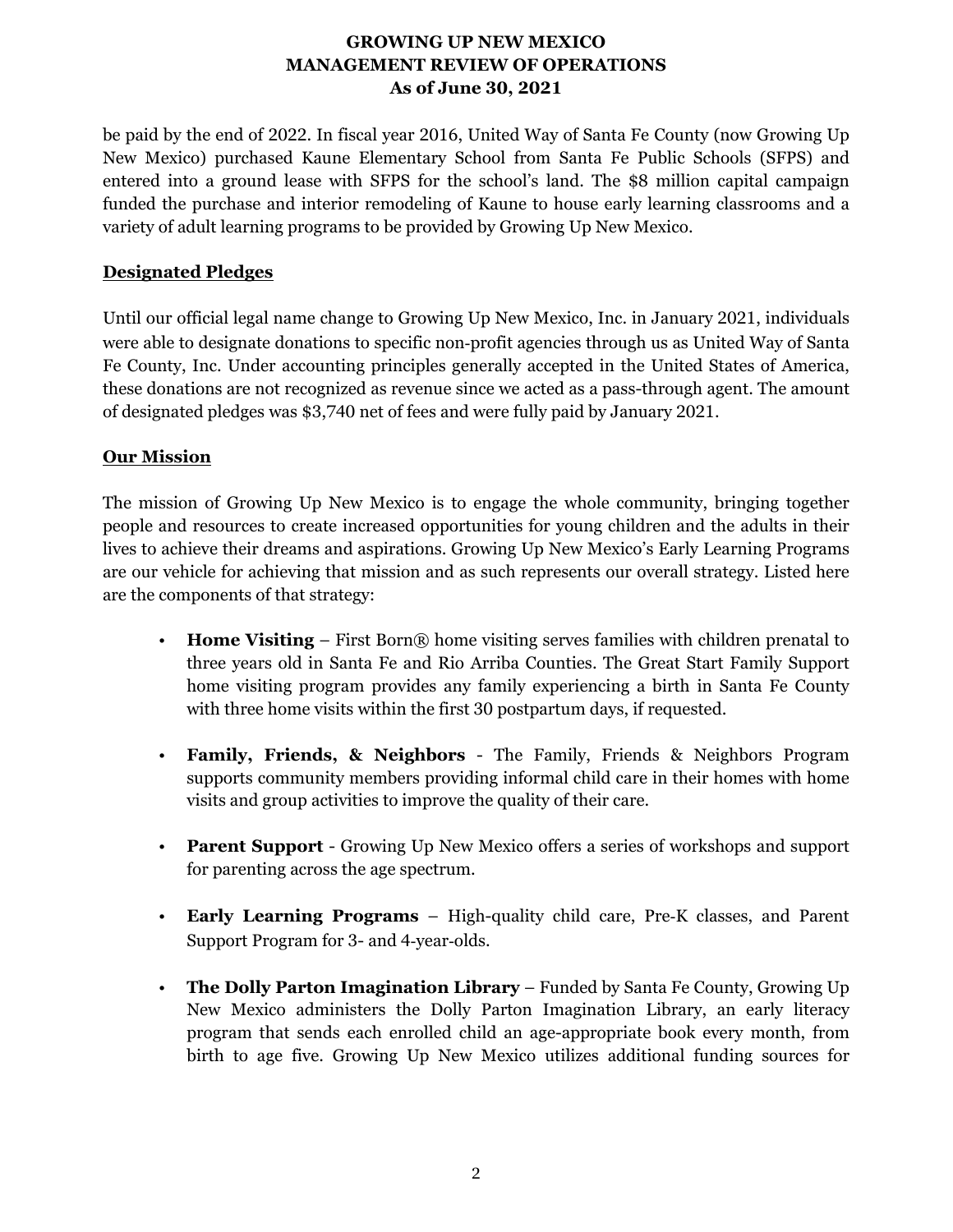be paid by the end of 2022. In fiscal year 2016, United Way of Santa Fe County (now Growing Up New Mexico) purchased Kaune Elementary School from Santa Fe Public Schools (SFPS) and entered into a ground lease with SFPS for the school's land. The $8 million capital campaign funded the purchase and interior remodeling of Kaune to house early learning classrooms and a variety of adult learning programs to be provided by Growing Up New Mexico.

## Designated Pledges

Until our official legal name change to Growing Up New Mexico, Inc. in January 2021, individuals were able to designate donations to specific non-profit agencies through us as United Way of Santa Fe County, Inc. Under accounting principles generally accepted in the United States of America, these donations are not recognized as revenue since we acted as a pass-through agent. The amount of designated pledges was $3,740 net of fees and were fully paid by January 2021.

## Our Mission

The mission of Growing Up New Mexico is to engage the whole community, bringing together people and resources to create increased opportunities for young children and the adults in their lives to achieve their dreams and aspirations. Growing Up New Mexico's Early Learning Programs are our vehicle for achieving that mission and as such represents our overall strategy. Listed here are the components of that strategy:

- **Home Visiting** – First Born® home visiting serves families with children prenatal to three years old in Santa Fe and Rio Arriba Counties. The Great Start Family Support home visiting program provides any family experiencing a birth in Santa Fe County with three home visits within the first 30 postpartum days, if requested.

- **Family, Friends, & Neighbors** - The Family, Friends & Neighbors Program supports community members providing informal child care in their homes with home visits and group activities to improve the quality of their care.

- **Parent Support** - Growing Up New Mexico offers a series of workshops and support for parenting across the age spectrum.

- **Early Learning Programs** – High-quality child care, Pre-K classes, and Parent Support Program for 3- and 4-year-olds.

- **The Dolly Parton Imagination Library** – Funded by Santa Fe County, Growing Up New Mexico administers the Dolly Parton Imagination Library, an early literacy program that sends each enrolled child an age-appropriate book every month, from birth to age five. Growing Up New Mexico utilizes additional funding sources for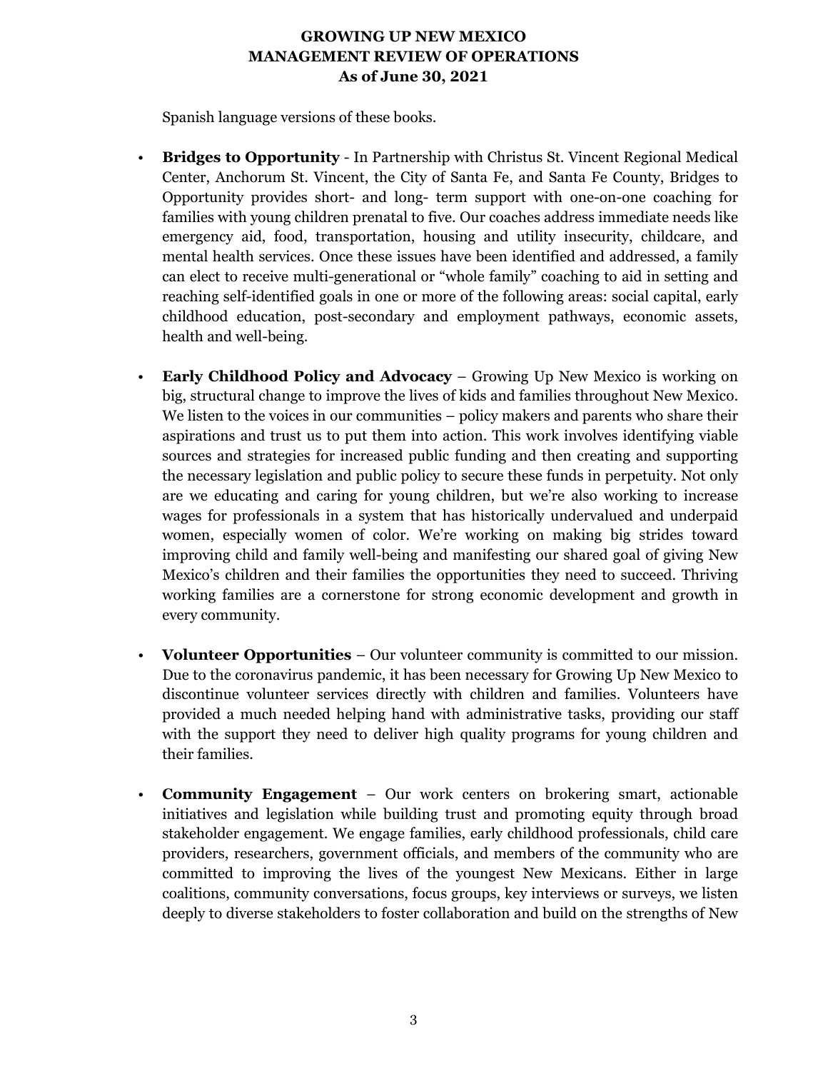Spanish language versions of these books.

- **Bridges to Opportunity** - In Partnership with Christus St. Vincent Regional Medical Center, Anchorum St. Vincent, the City of Santa Fe, and Santa Fe County, Bridges to Opportunity provides short- and long- term support with one-on-one coaching for families with young children prenatal to five. Our coaches address immediate needs like emergency aid, food, transportation, housing and utility insecurity, childcare, and mental health services. Once these issues have been identified and addressed, a family can elect to receive multi-generational or "whole family" coaching to aid in setting and reaching self-identified goals in one or more of the following areas: social capital, early childhood education, post-secondary and employment pathways, economic assets, health and well-being.

- **Early Childhood Policy and Advocacy** – Growing Up New Mexico is working on big, structural change to improve the lives of kids and families throughout New Mexico. We listen to the voices in our communities – policy makers and parents who share their aspirations and trust us to put them into action. This work involves identifying viable sources and strategies for increased public funding and then creating and supporting the necessary legislation and public policy to secure these funds in perpetuity. Not only are we educating and caring for young children, but we're also working to increase wages for professionals in a system that has historically undervalued and underpaid women, especially women of color. We're working on making big strides toward improving child and family well-being and manifesting our shared goal of giving New Mexico's children and their families the opportunities they need to succeed. Thriving working families are a cornerstone for strong economic development and growth in every community.

- **Volunteer Opportunities** – Our volunteer community is committed to our mission. Due to the coronavirus pandemic, it has been necessary for Growing Up New Mexico to discontinue volunteer services directly with children and families. Volunteers have provided a much needed helping hand with administrative tasks, providing our staff with the support they need to deliver high quality programs for young children and their families.

- **Community Engagement** – Our work centers on brokering smart, actionable initiatives and legislation while building trust and promoting equity through broad stakeholder engagement. We engage families, early childhood professionals, child care providers, researchers, government officials, and members of the community who are committed to improving the lives of the youngest New Mexicans. Either in large coalitions, community conversations, focus groups, key interviews or surveys, we listen deeply to diverse stakeholders to foster collaboration and build on the strengths of New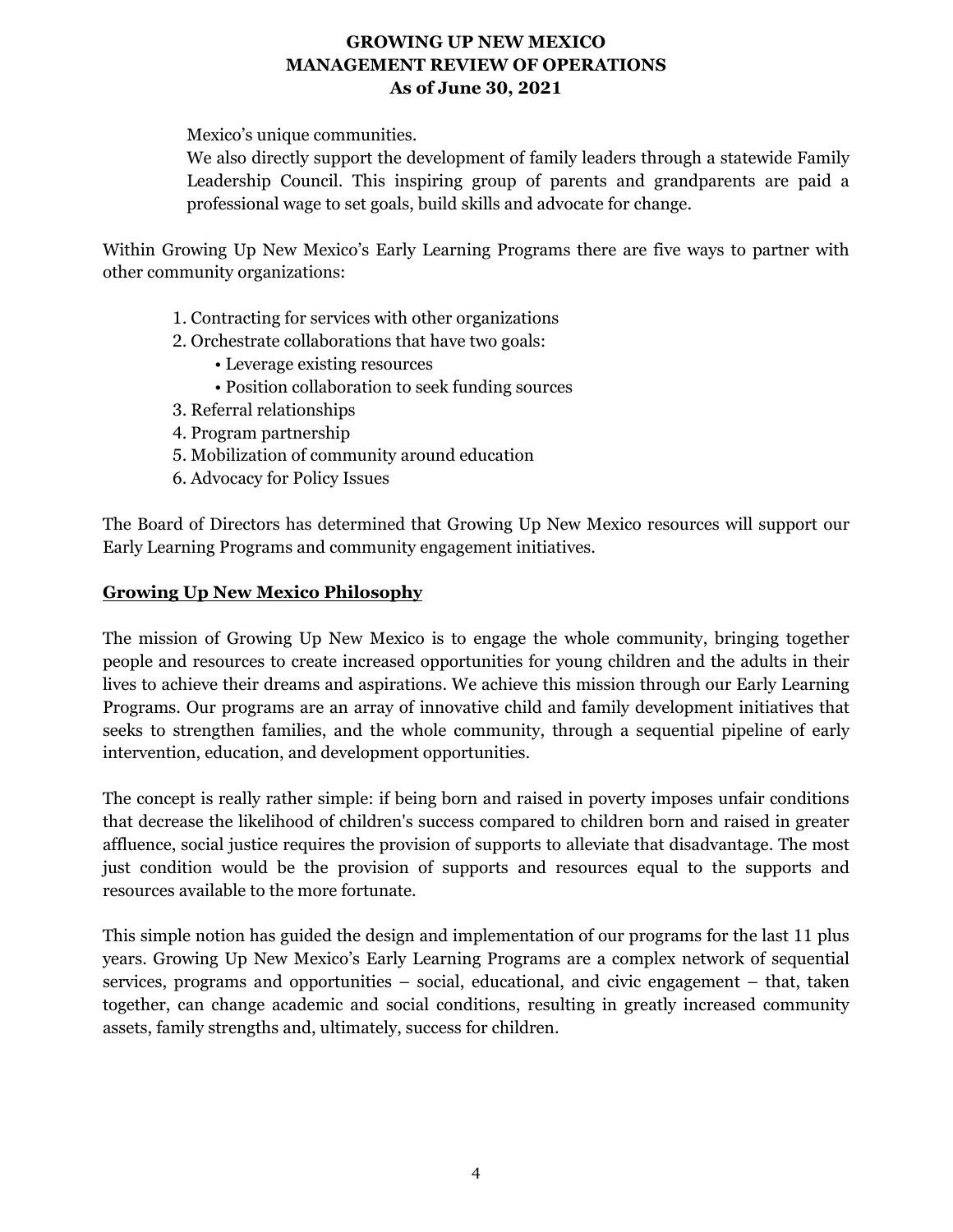Mexico's unique communities.

We also directly support the development of family leaders through a statewide Family Leadership Council. This inspiring group of parents and grandparents are paid a professional wage to set goals, build skills and advocate for change.

Within Growing Up New Mexico's Early Learning Programs there are five ways to partner with other community organizations:

1. Contracting for services with other organizations
2. Orchestrate collaborations that have two goals:
   - Leverage existing resources
   - Position collaboration to seek funding sources
3. Referral relationships
4. Program partnership
5. Mobilization of community around education
6. Advocacy for Policy Issues

The Board of Directors has determined that Growing Up New Mexico resources will support our Early Learning Programs and community engagement initiatives.

## Growing Up New Mexico Philosophy

The mission of Growing Up New Mexico is to engage the whole community, bringing together people and resources to create increased opportunities for young children and the adults in their lives to achieve their dreams and aspirations. We achieve this mission through our Early Learning Programs. Our programs are an array of innovative child and family development initiatives that seeks to strengthen families, and the whole community, through a sequential pipeline of early intervention, education, and development opportunities.

The concept is really rather simple: if being born and raised in poverty imposes unfair conditions that decrease the likelihood of children's success compared to children born and raised in greater affluence, social justice requires the provision of supports to alleviate that disadvantage. The most just condition would be the provision of supports and resources equal to the supports and resources available to the more fortunate.

This simple notion has guided the design and implementation of our programs for the last 11 plus years. Growing Up New Mexico's Early Learning Programs are a complex network of sequential services, programs and opportunities – social, educational, and civic engagement – that, taken together, can change academic and social conditions, resulting in greatly increased community assets, family strengths and, ultimately, success for children.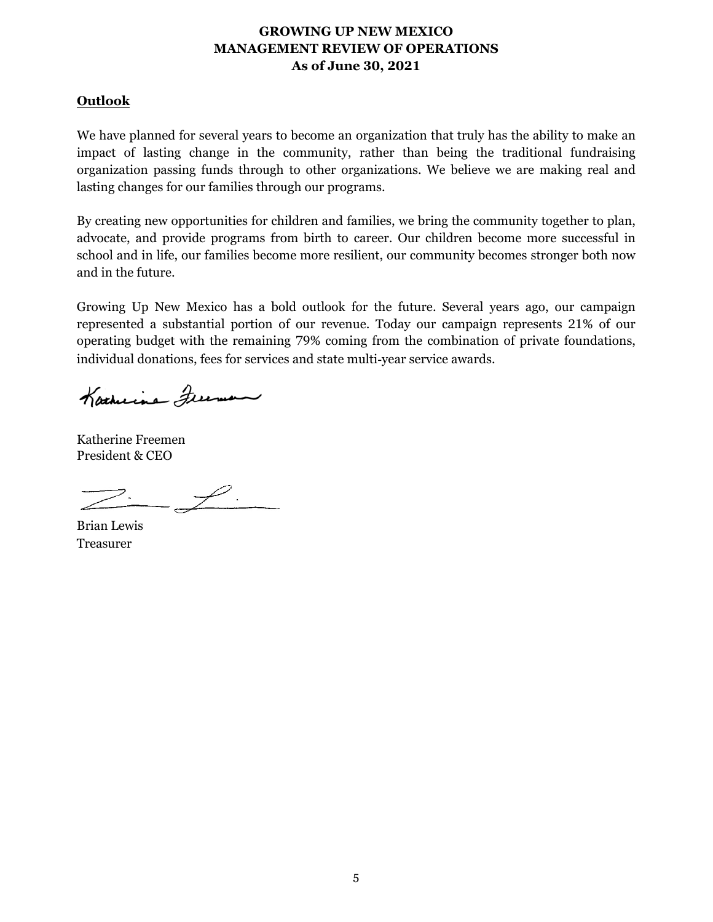**GROWING UP NEW MEXICO**
**MANAGEMENT REVIEW OF OPERATIONS**
**As of June 30, 2021**

## Outlook

We have planned for several years to become an organization that truly has the ability to make an impact of lasting change in the community, rather than being the traditional fundraising organization passing funds through to other organizations. We believe we are making real and lasting changes for our families through our programs.

By creating new opportunities for children and families, we bring the community together to plan, advocate, and provide programs from birth to career. Our children become more successful in school and in life, our families become more resilient, our community becomes stronger both now and in the future.

Growing Up New Mexico has a bold outlook for the future. Several years ago, our campaign represented a substantial portion of our revenue. Today our campaign represents 21% of our operating budget with the remaining 79% coming from the combination of private foundations, individual donations, fees for services and state multi-year service awards.

Katherine Freemen
President & CEO

Brian Lewis
Treasurer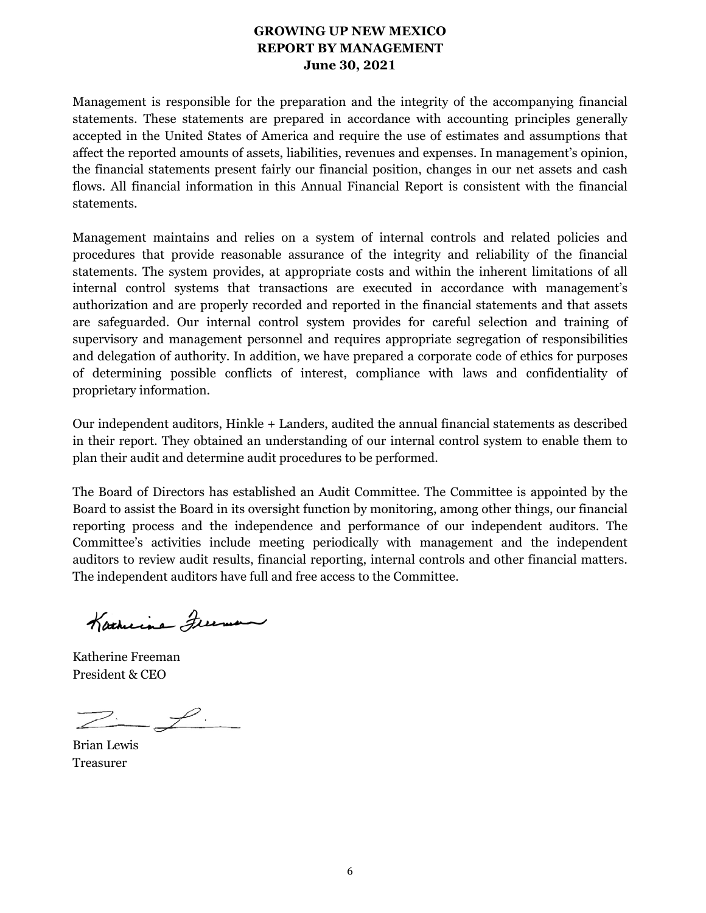# GROWING UP NEW MEXICO
## REPORT BY MANAGEMENT
### June 30, 2021

Management is responsible for the preparation and the integrity of the accompanying financial statements. These statements are prepared in accordance with accounting principles generally accepted in the United States of America and require the use of estimates and assumptions that affect the reported amounts of assets, liabilities, revenues and expenses. In management's opinion, the financial statements present fairly our financial position, changes in our net assets and cash flows. All financial information in this Annual Financial Report is consistent with the financial statements.

Management maintains and relies on a system of internal controls and related policies and procedures that provide reasonable assurance of the integrity and reliability of the financial statements. The system provides, at appropriate costs and within the inherent limitations of all internal control systems that transactions are executed in accordance with management's authorization and are properly recorded and reported in the financial statements and that assets are safeguarded. Our internal control system provides for careful selection and training of supervisory and management personnel and requires appropriate segregation of responsibilities and delegation of authority. In addition, we have prepared a corporate code of ethics for purposes of determining possible conflicts of interest, compliance with laws and confidentiality of proprietary information.

Our independent auditors, Hinkle + Landers, audited the annual financial statements as described in their report. They obtained an understanding of our internal control system to enable them to plan their audit and determine audit procedures to be performed.

The Board of Directors has established an Audit Committee. The Committee is appointed by the Board to assist the Board in its oversight function by monitoring, among other things, our financial reporting process and the independence and performance of our independent auditors. The Committee's activities include meeting periodically with management and the independent auditors to review audit results, financial reporting, internal controls and other financial matters. The independent auditors have full and free access to the Committee.

Katherine Freeman
President & CEO

Brian Lewis
Treasurer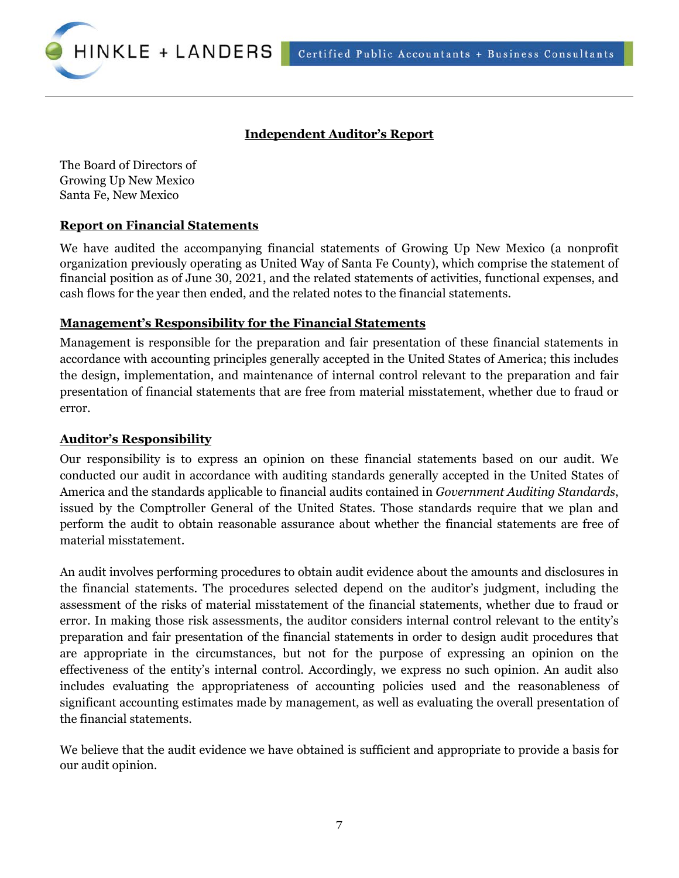# Independent Auditor's Report

The Board of Directors of
Growing Up New Mexico
Santa Fe, New Mexico

## Report on Financial Statements

We have audited the accompanying financial statements of Growing Up New Mexico (a nonprofit organization previously operating as United Way of Santa Fe County), which comprise the statement of financial position as of June 30, 2021, and the related statements of activities, functional expenses, and cash flows for the year then ended, and the related notes to the financial statements.

## Management's Responsibility for the Financial Statements

Management is responsible for the preparation and fair presentation of these financial statements in accordance with accounting principles generally accepted in the United States of America; this includes the design, implementation, and maintenance of internal control relevant to the preparation and fair presentation of financial statements that are free from material misstatement, whether due to fraud or error.

## Auditor's Responsibility

Our responsibility is to express an opinion on these financial statements based on our audit. We conducted our audit in accordance with auditing standards generally accepted in the United States of America and the standards applicable to financial audits contained in *Government Auditing Standards*, issued by the Comptroller General of the United States. Those standards require that we plan and perform the audit to obtain reasonable assurance about whether the financial statements are free of material misstatement.

An audit involves performing procedures to obtain audit evidence about the amounts and disclosures in the financial statements. The procedures selected depend on the auditor's judgment, including the assessment of the risks of material misstatement of the financial statements, whether due to fraud or error. In making those risk assessments, the auditor considers internal control relevant to the entity's preparation and fair presentation of the financial statements in order to design audit procedures that are appropriate in the circumstances, but not for the purpose of expressing an opinion on the effectiveness of the entity's internal control. Accordingly, we express no such opinion. An audit also includes evaluating the appropriateness of accounting policies used and the reasonableness of significant accounting estimates made by management, as well as evaluating the overall presentation of the financial statements.

We believe that the audit evidence we have obtained is sufficient and appropriate to provide a basis for our audit opinion.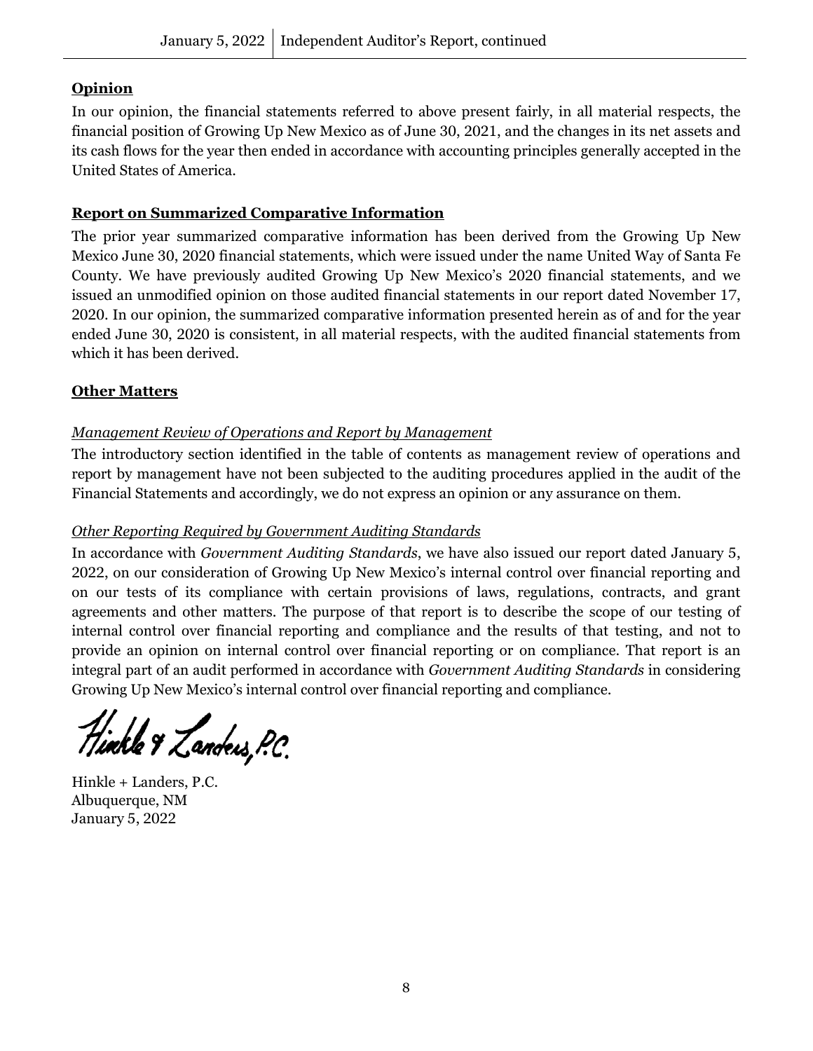## **Opinion**

In our opinion, the financial statements referred to above present fairly, in all material respects, the financial position of Growing Up New Mexico as of June 30, 2021, and the changes in its net assets and its cash flows for the year then ended in accordance with accounting principles generally accepted in the United States of America.

## **Report on Summarized Comparative Information**

The prior year summarized comparative information has been derived from the Growing Up New Mexico June 30, 2020 financial statements, which were issued under the name United Way of Santa Fe County. We have previously audited Growing Up New Mexico's 2020 financial statements, and we issued an unmodified opinion on those audited financial statements in our report dated November 17, 2020. In our opinion, the summarized comparative information presented herein as of and for the year ended June 30, 2020 is consistent, in all material respects, with the audited financial statements from which it has been derived.

## **Other Matters**

### *Management Review of Operations and Report by Management*

The introductory section identified in the table of contents as management review of operations and report by management have not been subjected to the auditing procedures applied in the audit of the Financial Statements and accordingly, we do not express an opinion or any assurance on them.

### *Other Reporting Required by Government Auditing Standards*

In accordance with *Government Auditing Standards*, we have also issued our report dated January 5, 2022, on our consideration of Growing Up New Mexico's internal control over financial reporting and on our tests of its compliance with certain provisions of laws, regulations, contracts, and grant agreements and other matters. The purpose of that report is to describe the scope of our testing of internal control over financial reporting and compliance and the results of that testing, and not to provide an opinion on internal control over financial reporting or on compliance. That report is an integral part of an audit performed in accordance with *Government Auditing Standards* in considering Growing Up New Mexico's internal control over financial reporting and compliance.

Hinkle & Landers, P.C.

Hinkle + Landers, P.C.
Albuquerque, NM
January 5, 2022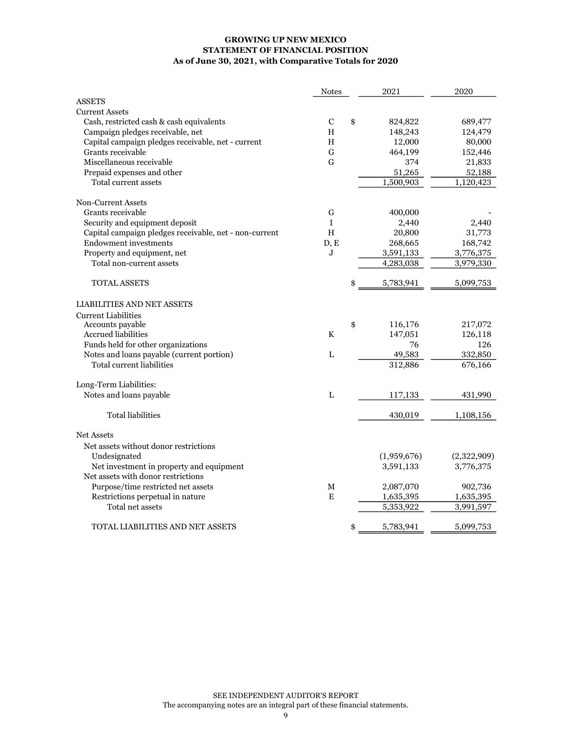# GROWING UP NEW MEXICO
## STATEMENT OF FINANCIAL POSITION
### As of June 30, 2021, with Comparative Totals for 2020

| | Notes | 2021 | 2020 |
|---|---|---|---|
| **ASSETS** | | | |
| Current Assets | | | |
| Cash, restricted cash & cash equivalents | C | $ 824,822 | 689,477 |
| Campaign pledges receivable, net | H | 148,243 | 124,479 |
| Capital campaign pledges receivable, net - current | H | 12,000 | 80,000 |
| Grants receivable | G | 464,199 | 152,446 |
| Miscellaneous receivable | G | 374 | 21,833 |
| Prepaid expenses and other | | 51,265 | 52,188 |
| Total current assets | | 1,500,903 | 1,120,423 |
| Non-Current Assets | | | |
| Grants receivable | G | 400,000 | - |
| Security and equipment deposit | I | 2,440 | 2,440 |
| Capital campaign pledges receivable, net - non-current | H | 20,800 | 31,773 |
| Endowment investments | D, E | 268,665 | 168,742 |
| Property and equipment, net | J | 3,591,133 | 3,776,375 |
| Total non-current assets | | 4,283,038 | 3,979,330 |
| TOTAL ASSETS | | $ 5,783,941 | 5,099,753 |
| **LIABILITIES AND NET ASSETS** | | | |
| Current Liabilities | | | |
| Accounts payable | | $ 116,176 | 217,072 |
| Accrued liabilities | K | 147,051 | 126,118 |
| Funds held for other organizations | | 76 | 126 |
| Notes and loans payable (current portion) | L | 49,583 | 332,850 |
| Total current liabilities | | 312,886 | 676,166 |
| Long-Term Liabilities: | | | |
| Notes and loans payable | L | 117,133 | 431,990 |
| Total liabilities | | 430,019 | 1,108,156 |
| Net Assets | | | |
| Net assets without donor restrictions | | | |
| Undesignated | | (1,959,676) | (2,322,909) |
| Net investment in property and equipment | | 3,591,133 | 3,776,375 |
| Net assets with donor restrictions | | | |
| Purpose/time restricted net assets | M | 2,087,070 | 902,736 |
| Restrictions perpetual in nature | E | 1,635,395 | 1,635,395 |
| Total net assets | | 5,353,922 | 3,991,597 |
| TOTAL LIABILITIES AND NET ASSETS | | $ 5,783,941 | 5,099,753 |

SEE INDEPENDENT AUDITOR'S REPORT
The accompanying notes are an integral part of these financial statements.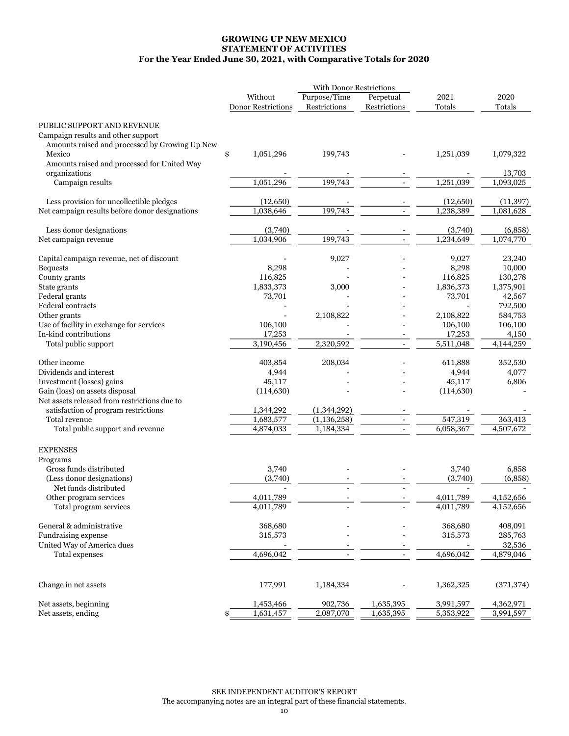# GROWING UP NEW MEXICO
## STATEMENT OF ACTIVITIES
### For the Year Ended June 30, 2021, with Comparative Totals for 2020

| | Without Donor Restrictions | With Donor Restrictions Purpose/Time Restrictions | With Donor Restrictions Perpetual Restrictions | 2021 Totals | 2020 Totals |
|---|---|---|---|---|---|
| PUBLIC SUPPORT AND REVENUE | | | | | |
| Campaign results and other support | | | | | |
| Amounts raised and processed by Growing Up New Mexico | $ 1,051,296 | 199,743 | - | 1,251,039 | 1,079,322 |
| Amounts raised and processed for United Way organizations | - | - | - | - | 13,703 |
| Campaign results | 1,051,296 | 199,743 | - | 1,251,039 | 1,093,025 |
| Less provision for uncollectible pledges | (12,650) | - | - | (12,650) | (11,397) |
| Net campaign results before donor designations | 1,038,646 | 199,743 | - | 1,238,389 | 1,081,628 |
| Less donor designations | (3,740) | - | - | (3,740) | (6,858) |
| Net campaign revenue | 1,034,906 | 199,743 | - | 1,234,649 | 1,074,770 |
| Capital campaign revenue, net of discount | - | 9,027 | - | 9,027 | 23,240 |
| Bequests | 8,298 | - | - | 8,298 | 10,000 |
| County grants | 116,825 | - | - | 116,825 | 130,278 |
| State grants | 1,833,373 | 3,000 | - | 1,836,373 | 1,375,901 |
| Federal grants | 73,701 | - | - | 73,701 | 42,567 |
| Federal contracts | - | - | - | - | 792,500 |
| Other grants | - | 2,108,822 | - | 2,108,822 | 584,753 |
| Use of facility in exchange for services | 106,100 | - | - | 106,100 | 106,100 |
| In-kind contributions | 17,253 | - | - | 17,253 | 4,150 |
| Total public support | 3,190,456 | 2,320,592 | - | 5,511,048 | 4,144,259 |
| Other income | 403,854 | 208,034 | - | 611,888 | 352,530 |
| Dividends and interest | 4,944 | - | - | 4,944 | 4,077 |
| Investment (losses) gains | 45,117 | - | - | 45,117 | 6,806 |
| Gain (loss) on assets disposal | (114,630) | - | - | (114,630) | - |
| Net assets released from restrictions due to satisfaction of program restrictions | 1,344,292 | (1,344,292) | - | - | - |
| Total revenue | 1,683,577 | (1,136,258) | - | 547,319 | 363,413 |
| Total public support and revenue | 4,874,033 | 1,184,334 | - | 6,058,367 | 4,507,672 |
| EXPENSES | | | | | |
| Programs | | | | | |
| Gross funds distributed | 3,740 | - | - | 3,740 | 6,858 |
| (Less donor designations) | (3,740) | - | - | (3,740) | (6,858) |
| Net funds distributed | - | - | - | - | - |
| Other program services | 4,011,789 | - | - | 4,011,789 | 4,152,656 |
| Total program services | 4,011,789 | - | - | 4,011,789 | 4,152,656 |
| General & administrative | 368,680 | - | - | 368,680 | 408,091 |
| Fundraising expense | 315,573 | - | - | 315,573 | 285,763 |
| United Way of America dues | - | - | - | - | 32,536 |
| Total expenses | 4,696,042 | - | - | 4,696,042 | 4,879,046 |
| Change in net assets | 177,991 | 1,184,334 | - | 1,362,325 | (371,374) |
| Net assets, beginning | 1,453,466 | 902,736 | 1,635,395 | 3,991,597 | 4,362,971 |
| Net assets, ending | $ 1,631,457 | 2,087,070 | 1,635,395 | 5,353,922 | 3,991,597 |

SEE INDEPENDENT AUDITOR'S REPORT
The accompanying notes are an integral part of these financial statements.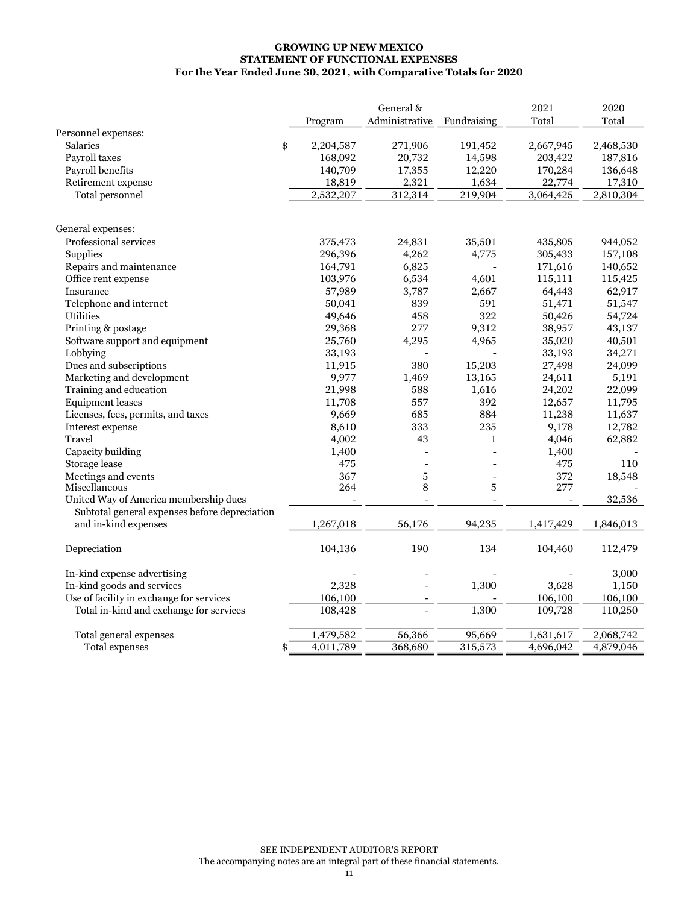**GROWING UP NEW MEXICO**
**STATEMENT OF FUNCTIONAL EXPENSES**
**For the Year Ended June 30, 2021, with Comparative Totals for 2020**

| | Program | General & Administrative | Fundraising | 2021 Total | 2020 Total |
|---|---|---|---|---|---|
| Personnel expenses: | | | | | |
| Salaries | $ 2,204,587 | 271,906 | 191,452 | 2,667,945 | 2,468,530 |
| Payroll taxes | 168,092 | 20,732 | 14,598 | 203,422 | 187,816 |
| Payroll benefits | 140,709 | 17,355 | 12,220 | 170,284 | 136,648 |
| Retirement expense | 18,819 | 2,321 | 1,634 | 22,774 | 17,310 |
| Total personnel | 2,532,207 | 312,314 | 219,904 | 3,064,425 | 2,810,304 |
| General expenses: | | | | | |
| Professional services | 375,473 | 24,831 | 35,501 | 435,805 | 944,052 |
| Supplies | 296,396 | 4,262 | 4,775 | 305,433 | 157,108 |
| Repairs and maintenance | 164,791 | 6,825 | - | 171,616 | 140,652 |
| Office rent expense | 103,976 | 6,534 | 4,601 | 115,111 | 115,425 |
| Insurance | 57,989 | 3,787 | 2,667 | 64,443 | 62,917 |
| Telephone and internet | 50,041 | 839 | 591 | 51,471 | 51,547 |
| Utilities | 49,646 | 458 | 322 | 50,426 | 54,724 |
| Printing & postage | 29,368 | 277 | 9,312 | 38,957 | 43,137 |
| Software support and equipment | 25,760 | 4,295 | 4,965 | 35,020 | 40,501 |
| Lobbying | 33,193 | - | - | 33,193 | 34,271 |
| Dues and subscriptions | 11,915 | 380 | 15,203 | 27,498 | 24,099 |
| Marketing and development | 9,977 | 1,469 | 13,165 | 24,611 | 5,191 |
| Training and education | 21,998 | 588 | 1,616 | 24,202 | 22,099 |
| Equipment leases | 11,708 | 557 | 392 | 12,657 | 11,795 |
| Licenses, fees, permits, and taxes | 9,669 | 685 | 884 | 11,238 | 11,637 |
| Interest expense | 8,610 | 333 | 235 | 9,178 | 12,782 |
| Travel | 4,002 | 43 | 1 | 4,046 | 62,882 |
| Capacity building | 1,400 | - | - | 1,400 | - |
| Storage lease | 475 | - | - | 475 | 110 |
| Meetings and events | 367 | 5 | - | 372 | 18,548 |
| Miscellaneous | 264 | 8 | 5 | 277 | - |
| United Way of America membership dues | - | - | - | - | 32,536 |
| Subtotal general expenses before depreciation and in-kind expenses | 1,267,018 | 56,176 | 94,235 | 1,417,429 | 1,846,013 |
| Depreciation | 104,136 | 190 | 134 | 104,460 | 112,479 |
| In-kind expense advertising | - | - | - | - | 3,000 |
| In-kind goods and services | 2,328 | - | 1,300 | 3,628 | 1,150 |
| Use of facility in exchange for services | 106,100 | - | - | 106,100 | 106,100 |
| Total in-kind and exchange for services | 108,428 | - | 1,300 | 109,728 | 110,250 |
| Total general expenses | 1,479,582 | 56,366 | 95,669 | 1,631,617 | 2,068,742 |
| Total expenses | $ 4,011,789 | 368,680 | 315,573 | 4,696,042 | 4,879,046 |

SEE INDEPENDENT AUDITOR'S REPORT
The accompanying notes are an integral part of these financial statements.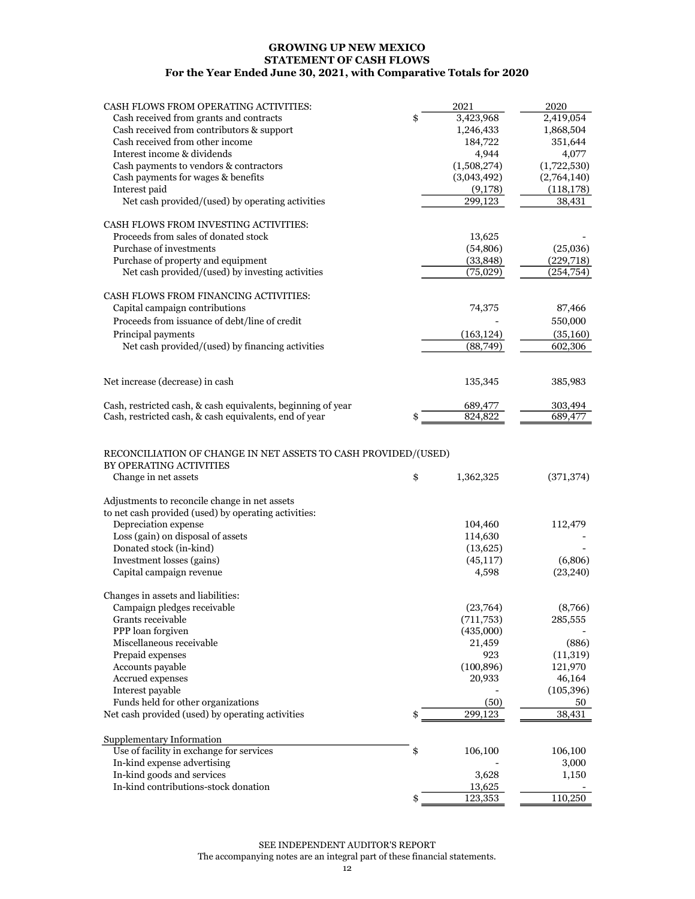# GROWING UP NEW MEXICO
## STATEMENT OF CASH FLOWS
### For the Year Ended June 30, 2021, with Comparative Totals for 2020

| | | 2021 | 2020 |
|---|---|---|---|
| CASH FLOWS FROM OPERATING ACTIVITIES: | | | |
| Cash received from grants and contracts | $ | 3,423,968 | 2,419,054 |
| Cash received from contributors & support | | 1,246,433 | 1,868,504 |
| Cash received from other income | | 184,722 | 351,644 |
| Interest income & dividends | | 4,944 | 4,077 |
| Cash payments to vendors & contractors | | (1,508,274) | (1,722,530) |
| Cash payments for wages & benefits | | (3,043,492) | (2,764,140) |
| Interest paid | | (9,178) | (118,178) |
| Net cash provided/(used) by operating activities | | 299,123 | 38,431 |
| | | | |
| CASH FLOWS FROM INVESTING ACTIVITIES: | | | |
| Proceeds from sales of donated stock | | 13,625 | - |
| Purchase of investments | | (54,806) | (25,036) |
| Purchase of property and equipment | | (33,848) | (229,718) |
| Net cash provided/(used) by investing activities | | (75,029) | (254,754) |
| | | | |
| CASH FLOWS FROM FINANCING ACTIVITIES: | | | |
| Capital campaign contributions | | 74,375 | 87,466 |
| Proceeds from issuance of debt/line of credit | | - | 550,000 |
| Principal payments | | (163,124) | (35,160) |
| Net cash provided/(used) by financing activities | | (88,749) | 602,306 |
| | | | |
| Net increase (decrease) in cash | | 135,345 | 385,983 |
| | | | |
| Cash, restricted cash, & cash equivalents, beginning of year | | 689,477 | 303,494 |
| Cash, restricted cash, & cash equivalents, end of year | $ | 824,822 | 689,477 |
| | | | |
| RECONCILIATION OF CHANGE IN NET ASSETS TO CASH PROVIDED/(USED) BY OPERATING ACTIVITIES | | | |
| Change in net assets | $ | 1,362,325 | (371,374) |
| | | | |
| Adjustments to reconcile change in net assets to net cash provided (used) by operating activities: | | | |
| Depreciation expense | | 104,460 | 112,479 |
| Loss (gain) on disposal of assets | | 114,630 | - |
| Donated stock (in-kind) | | (13,625) | - |
| Investment losses (gains) | | (45,117) | (6,806) |
| Capital campaign revenue | | 4,598 | (23,240) |
| | | | |
| Changes in assets and liabilities: | | | |
| Campaign pledges receivable | | (23,764) | (8,766) |
| Grants receivable | | (711,753) | 285,555 |
| PPP loan forgiven | | (435,000) | - |
| Miscellaneous receivable | | 21,459 | (886) |
| Prepaid expenses | | 923 | (11,319) |
| Accounts payable | | (100,896) | 121,970 |
| Accrued expenses | | 20,933 | 46,164 |
| Interest payable | | - | (105,396) |
| Funds held for other organizations | | (50) | 50 |
| Net cash provided (used) by operating activities | $ | 299,123 | 38,431 |
| | | | |
| Supplementary Information | | | |
| Use of facility in exchange for services | $ | 106,100 | 106,100 |
| In-kind expense advertising | | - | 3,000 |
| In-kind goods and services | | 3,628 | 1,150 |
| In-kind contributions-stock donation | | 13,625 | - |
| | $ | 123,353 | 110,250 |

SEE INDEPENDENT AUDITOR'S REPORT

The accompanying notes are an integral part of these financial statements.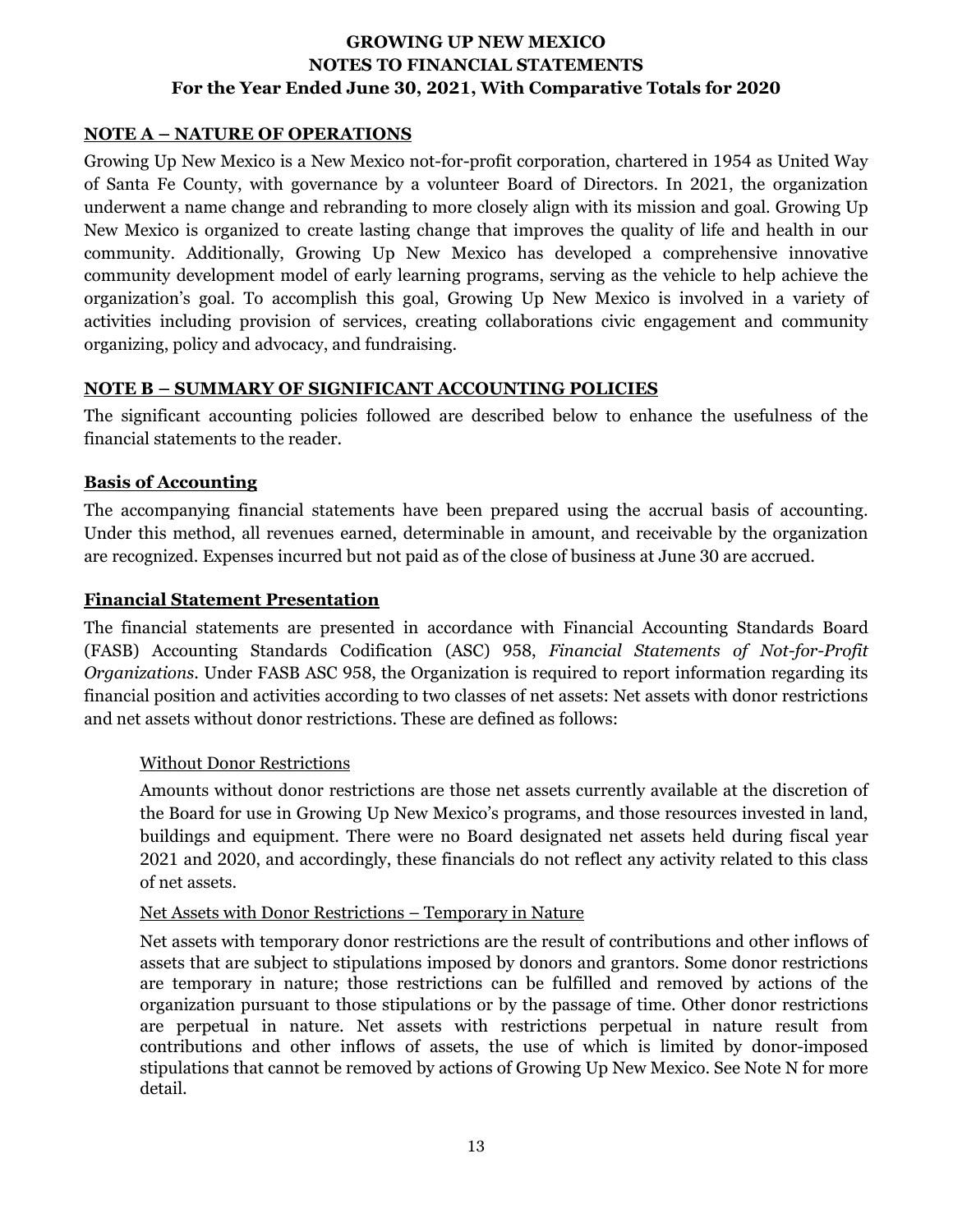# GROWING UP NEW MEXICO
# NOTES TO FINANCIAL STATEMENTS
# For the Year Ended June 30, 2021, With Comparative Totals for 2020

## NOTE A – NATURE OF OPERATIONS

Growing Up New Mexico is a New Mexico not-for-profit corporation, chartered in 1954 as United Way of Santa Fe County, with governance by a volunteer Board of Directors. In 2021, the organization underwent a name change and rebranding to more closely align with its mission and goal. Growing Up New Mexico is organized to create lasting change that improves the quality of life and health in our community. Additionally, Growing Up New Mexico has developed a comprehensive innovative community development model of early learning programs, serving as the vehicle to help achieve the organization's goal. To accomplish this goal, Growing Up New Mexico is involved in a variety of activities including provision of services, creating collaborations civic engagement and community organizing, policy and advocacy, and fundraising.

## NOTE B – SUMMARY OF SIGNIFICANT ACCOUNTING POLICIES

The significant accounting policies followed are described below to enhance the usefulness of the financial statements to the reader.

### Basis of Accounting

The accompanying financial statements have been prepared using the accrual basis of accounting. Under this method, all revenues earned, determinable in amount, and receivable by the organization are recognized. Expenses incurred but not paid as of the close of business at June 30 are accrued.

### Financial Statement Presentation

The financial statements are presented in accordance with Financial Accounting Standards Board (FASB) Accounting Standards Codification (ASC) 958, *Financial Statements of Not-for-Profit Organizations*. Under FASB ASC 958, the Organization is required to report information regarding its financial position and activities according to two classes of net assets: Net assets with donor restrictions and net assets without donor restrictions. These are defined as follows:

Without Donor Restrictions

Amounts without donor restrictions are those net assets currently available at the discretion of the Board for use in Growing Up New Mexico's programs, and those resources invested in land, buildings and equipment. There were no Board designated net assets held during fiscal year 2021 and 2020, and accordingly, these financials do not reflect any activity related to this class of net assets.

Net Assets with Donor Restrictions – Temporary in Nature

Net assets with temporary donor restrictions are the result of contributions and other inflows of assets that are subject to stipulations imposed by donors and grantors. Some donor restrictions are temporary in nature; those restrictions can be fulfilled and removed by actions of the organization pursuant to those stipulations or by the passage of time. Other donor restrictions are perpetual in nature. Net assets with restrictions perpetual in nature result from contributions and other inflows of assets, the use of which is limited by donor-imposed stipulations that cannot be removed by actions of Growing Up New Mexico. See Note N for more detail.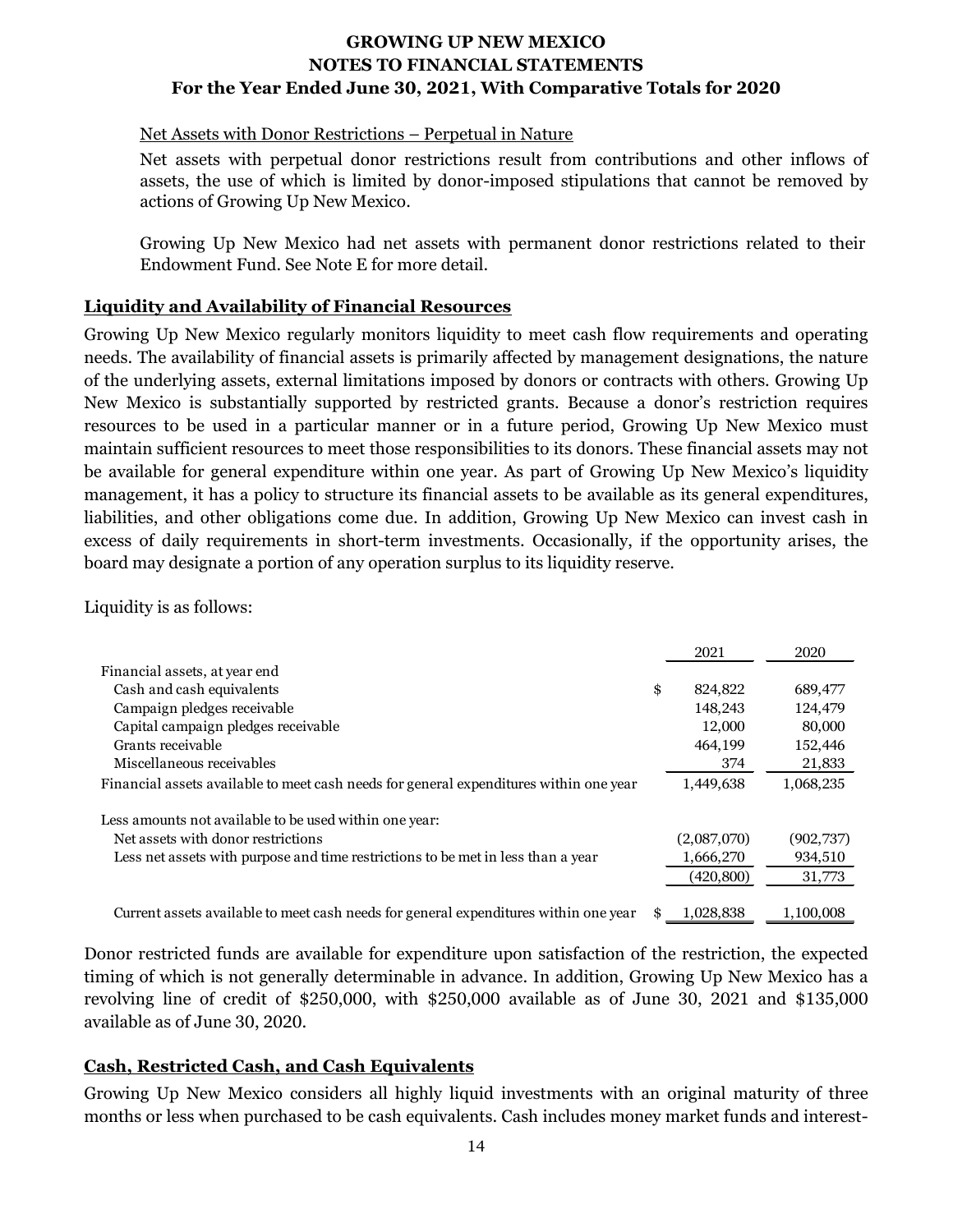Net Assets with Donor Restrictions – Perpetual in Nature

Net assets with perpetual donor restrictions result from contributions and other inflows of assets, the use of which is limited by donor-imposed stipulations that cannot be removed by actions of Growing Up New Mexico.

Growing Up New Mexico had net assets with permanent donor restrictions related to their Endowment Fund. See Note E for more detail.

## Liquidity and Availability of Financial Resources

Growing Up New Mexico regularly monitors liquidity to meet cash flow requirements and operating needs. The availability of financial assets is primarily affected by management designations, the nature of the underlying assets, external limitations imposed by donors or contracts with others. Growing Up New Mexico is substantially supported by restricted grants. Because a donor's restriction requires resources to be used in a particular manner or in a future period, Growing Up New Mexico must maintain sufficient resources to meet those responsibilities to its donors. These financial assets may not be available for general expenditure within one year. As part of Growing Up New Mexico's liquidity management, it has a policy to structure its financial assets to be available as its general expenditures, liabilities, and other obligations come due. In addition, Growing Up New Mexico can invest cash in excess of daily requirements in short-term investments. Occasionally, if the opportunity arises, the board may designate a portion of any operation surplus to its liquidity reserve.

Liquidity is as follows:

| | 2021 | 2020 |
|---|---|---|
| Financial assets, at year end | | |
| Cash and cash equivalents | $ 824,822 | 689,477 |
| Campaign pledges receivable | 148,243 | 124,479 |
| Capital campaign pledges receivable | 12,000 | 80,000 |
| Grants receivable | 464,199 | 152,446 |
| Miscellaneous receivables | 374 | 21,833 |
| Financial assets available to meet cash needs for general expenditures within one year | 1,449,638 | 1,068,235 |
| Less amounts not available to be used within one year: | | |
| Net assets with donor restrictions | (2,087,070) | (902,737) |
| Less net assets with purpose and time restrictions to be met in less than a year | 1,666,270 | 934,510 |
| | (420,800) | 31,773 |
| Current assets available to meet cash needs for general expenditures within one year | $ 1,028,838 | 1,100,008 |

Donor restricted funds are available for expenditure upon satisfaction of the restriction, the expected timing of which is not generally determinable in advance. In addition, Growing Up New Mexico has a revolving line of credit of $250,000, with $250,000 available as of June 30, 2021 and $135,000 available as of June 30, 2020.

## Cash, Restricted Cash, and Cash Equivalents

Growing Up New Mexico considers all highly liquid investments with an original maturity of three months or less when purchased to be cash equivalents. Cash includes money market funds and interest-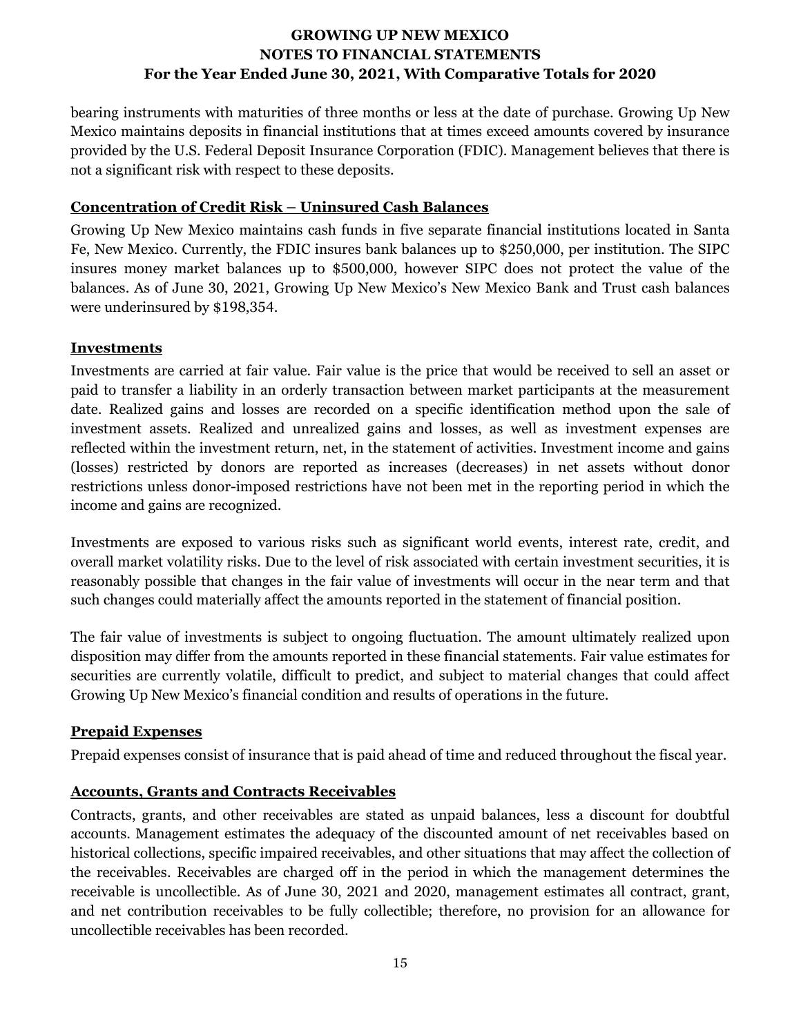bearing instruments with maturities of three months or less at the date of purchase. Growing Up New Mexico maintains deposits in financial institutions that at times exceed amounts covered by insurance provided by the U.S. Federal Deposit Insurance Corporation (FDIC). Management believes that there is not a significant risk with respect to these deposits.

## Concentration of Credit Risk – Uninsured Cash Balances

Growing Up New Mexico maintains cash funds in five separate financial institutions located in Santa Fe, New Mexico. Currently, the FDIC insures bank balances up to $250,000, per institution. The SIPC insures money market balances up to $500,000, however SIPC does not protect the value of the balances. As of June 30, 2021, Growing Up New Mexico's New Mexico Bank and Trust cash balances were underinsured by $198,354.

## Investments

Investments are carried at fair value. Fair value is the price that would be received to sell an asset or paid to transfer a liability in an orderly transaction between market participants at the measurement date. Realized gains and losses are recorded on a specific identification method upon the sale of investment assets. Realized and unrealized gains and losses, as well as investment expenses are reflected within the investment return, net, in the statement of activities. Investment income and gains (losses) restricted by donors are reported as increases (decreases) in net assets without donor restrictions unless donor-imposed restrictions have not been met in the reporting period in which the income and gains are recognized.

Investments are exposed to various risks such as significant world events, interest rate, credit, and overall market volatility risks. Due to the level of risk associated with certain investment securities, it is reasonably possible that changes in the fair value of investments will occur in the near term and that such changes could materially affect the amounts reported in the statement of financial position.

The fair value of investments is subject to ongoing fluctuation. The amount ultimately realized upon disposition may differ from the amounts reported in these financial statements. Fair value estimates for securities are currently volatile, difficult to predict, and subject to material changes that could affect Growing Up New Mexico's financial condition and results of operations in the future.

## Prepaid Expenses

Prepaid expenses consist of insurance that is paid ahead of time and reduced throughout the fiscal year.

## Accounts, Grants and Contracts Receivables

Contracts, grants, and other receivables are stated as unpaid balances, less a discount for doubtful accounts. Management estimates the adequacy of the discounted amount of net receivables based on historical collections, specific impaired receivables, and other situations that may affect the collection of the receivables. Receivables are charged off in the period in which the management determines the receivable is uncollectible. As of June 30, 2021 and 2020, management estimates all contract, grant, and net contribution receivables to be fully collectible; therefore, no provision for an allowance for uncollectible receivables has been recorded.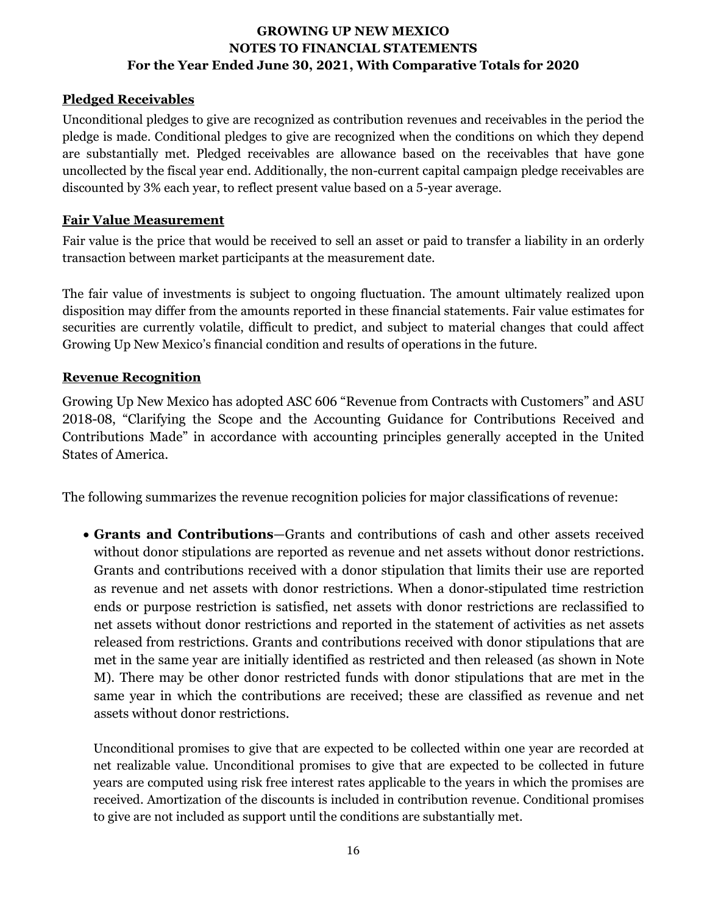### Pledged Receivables

Unconditional pledges to give are recognized as contribution revenues and receivables in the period the pledge is made. Conditional pledges to give are recognized when the conditions on which they depend are substantially met. Pledged receivables are allowance based on the receivables that have gone uncollected by the fiscal year end. Additionally, the non-current capital campaign pledge receivables are discounted by 3% each year, to reflect present value based on a 5-year average.

### Fair Value Measurement

Fair value is the price that would be received to sell an asset or paid to transfer a liability in an orderly transaction between market participants at the measurement date.

The fair value of investments is subject to ongoing fluctuation. The amount ultimately realized upon disposition may differ from the amounts reported in these financial statements. Fair value estimates for securities are currently volatile, difficult to predict, and subject to material changes that could affect Growing Up New Mexico's financial condition and results of operations in the future.

### Revenue Recognition

Growing Up New Mexico has adopted ASC 606 "Revenue from Contracts with Customers" and ASU 2018-08, "Clarifying the Scope and the Accounting Guidance for Contributions Received and Contributions Made" in accordance with accounting principles generally accepted in the United States of America.

The following summarizes the revenue recognition policies for major classifications of revenue:

- **Grants and Contributions**—Grants and contributions of cash and other assets received without donor stipulations are reported as revenue and net assets without donor restrictions. Grants and contributions received with a donor stipulation that limits their use are reported as revenue and net assets with donor restrictions. When a donor-stipulated time restriction ends or purpose restriction is satisfied, net assets with donor restrictions are reclassified to net assets without donor restrictions and reported in the statement of activities as net assets released from restrictions. Grants and contributions received with donor stipulations that are met in the same year are initially identified as restricted and then released (as shown in Note M). There may be other donor restricted funds with donor stipulations that are met in the same year in which the contributions are received; these are classified as revenue and net assets without donor restrictions.

  Unconditional promises to give that are expected to be collected within one year are recorded at net realizable value. Unconditional promises to give that are expected to be collected in future years are computed using risk free interest rates applicable to the years in which the promises are received. Amortization of the discounts is included in contribution revenue. Conditional promises to give are not included as support until the conditions are substantially met.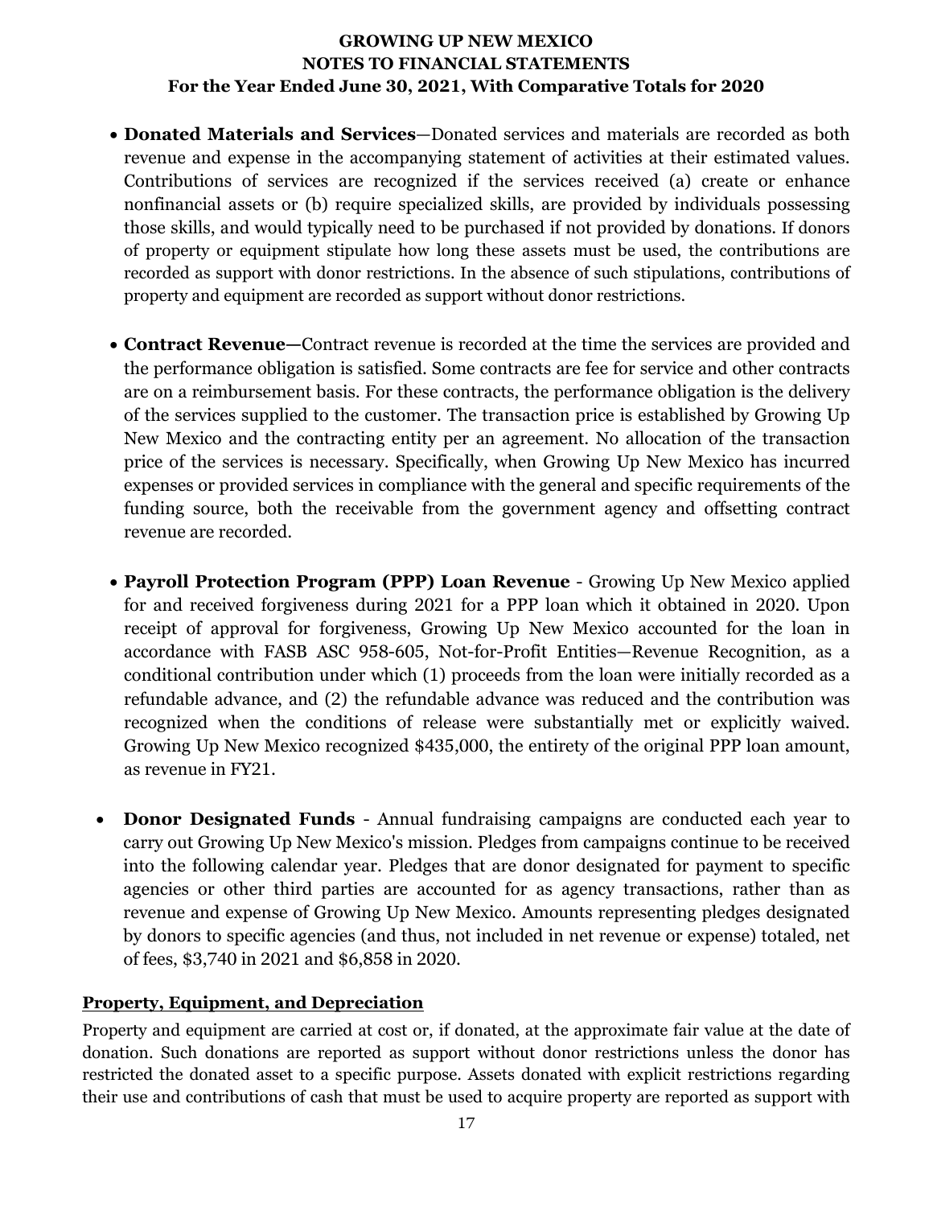- **Donated Materials and Services**—Donated services and materials are recorded as both revenue and expense in the accompanying statement of activities at their estimated values. Contributions of services are recognized if the services received (a) create or enhance nonfinancial assets or (b) require specialized skills, are provided by individuals possessing those skills, and would typically need to be purchased if not provided by donations. If donors of property or equipment stipulate how long these assets must be used, the contributions are recorded as support with donor restrictions. In the absence of such stipulations, contributions of property and equipment are recorded as support without donor restrictions.

- **Contract Revenue—**Contract revenue is recorded at the time the services are provided and the performance obligation is satisfied. Some contracts are fee for service and other contracts are on a reimbursement basis. For these contracts, the performance obligation is the delivery of the services supplied to the customer. The transaction price is established by Growing Up New Mexico and the contracting entity per an agreement. No allocation of the transaction price of the services is necessary. Specifically, when Growing Up New Mexico has incurred expenses or provided services in compliance with the general and specific requirements of the funding source, both the receivable from the government agency and offsetting contract revenue are recorded.

- **Payroll Protection Program (PPP) Loan Revenue** - Growing Up New Mexico applied for and received forgiveness during 2021 for a PPP loan which it obtained in 2020. Upon receipt of approval for forgiveness, Growing Up New Mexico accounted for the loan in accordance with FASB ASC 958-605, Not-for-Profit Entities—Revenue Recognition, as a conditional contribution under which (1) proceeds from the loan were initially recorded as a refundable advance, and (2) the refundable advance was reduced and the contribution was recognized when the conditions of release were substantially met or explicitly waived. Growing Up New Mexico recognized $435,000, the entirety of the original PPP loan amount, as revenue in FY21.

- **Donor Designated Funds** - Annual fundraising campaigns are conducted each year to carry out Growing Up New Mexico's mission. Pledges from campaigns continue to be received into the following calendar year. Pledges that are donor designated for payment to specific agencies or other third parties are accounted for as agency transactions, rather than as revenue and expense of Growing Up New Mexico. Amounts representing pledges designated by donors to specific agencies (and thus, not included in net revenue or expense) totaled, net of fees, $3,740 in 2021 and $6,858 in 2020.

## Property, Equipment, and Depreciation

Property and equipment are carried at cost or, if donated, at the approximate fair value at the date of donation. Such donations are reported as support without donor restrictions unless the donor has restricted the donated asset to a specific purpose. Assets donated with explicit restrictions regarding their use and contributions of cash that must be used to acquire property are reported as support with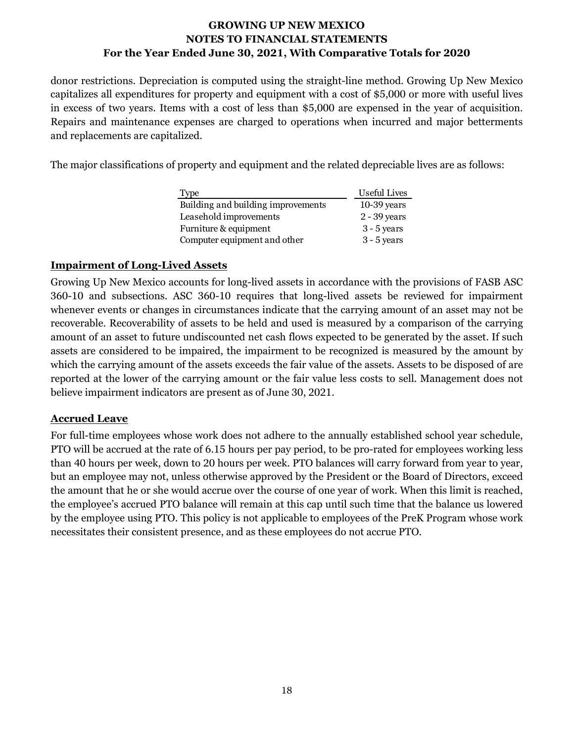donor restrictions. Depreciation is computed using the straight-line method. Growing Up New Mexico capitalizes all expenditures for property and equipment with a cost of $5,000 or more with useful lives in excess of two years. Items with a cost of less than $5,000 are expensed in the year of acquisition. Repairs and maintenance expenses are charged to operations when incurred and major betterments and replacements are capitalized.

The major classifications of property and equipment and the related depreciable lives are as follows:

| Type | Useful Lives |
|---|---|
| Building and building improvements | 10-39 years |
| Leasehold improvements | 2 - 39 years |
| Furniture & equipment | 3 - 5 years |
| Computer equipment and other | 3 - 5 years |

## Impairment of Long-Lived Assets

Growing Up New Mexico accounts for long-lived assets in accordance with the provisions of FASB ASC 360-10 and subsections. ASC 360-10 requires that long-lived assets be reviewed for impairment whenever events or changes in circumstances indicate that the carrying amount of an asset may not be recoverable. Recoverability of assets to be held and used is measured by a comparison of the carrying amount of an asset to future undiscounted net cash flows expected to be generated by the asset. If such assets are considered to be impaired, the impairment to be recognized is measured by the amount by which the carrying amount of the assets exceeds the fair value of the assets. Assets to be disposed of are reported at the lower of the carrying amount or the fair value less costs to sell. Management does not believe impairment indicators are present as of June 30, 2021.

## Accrued Leave

For full-time employees whose work does not adhere to the annually established school year schedule, PTO will be accrued at the rate of 6.15 hours per pay period, to be pro-rated for employees working less than 40 hours per week, down to 20 hours per week. PTO balances will carry forward from year to year, but an employee may not, unless otherwise approved by the President or the Board of Directors, exceed the amount that he or she would accrue over the course of one year of work. When this limit is reached, the employee's accrued PTO balance will remain at this cap until such time that the balance us lowered by the employee using PTO. This policy is not applicable to employees of the PreK Program whose work necessitates their consistent presence, and as these employees do not accrue PTO.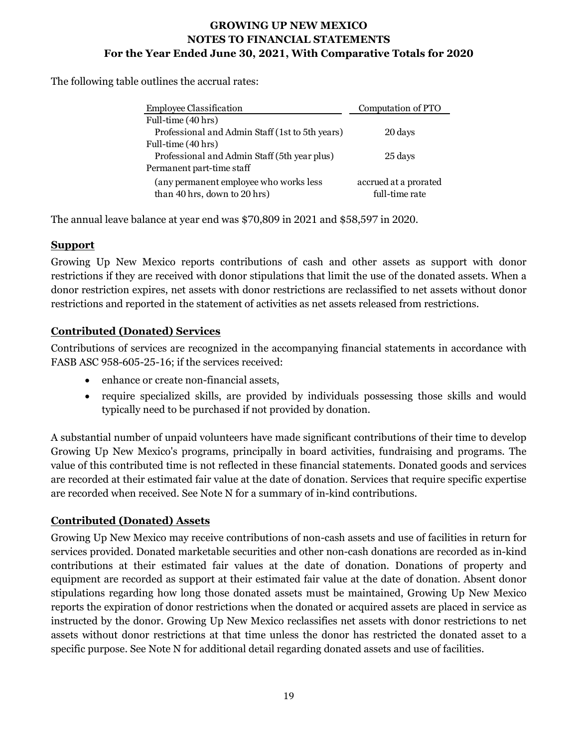The following table outlines the accrual rates:

| Employee Classification | Computation of PTO |
|---|---|
| Full-time (40 hrs) | |
| Professional and Admin Staff (1st to 5th years) | 20 days |
| Full-time (40 hrs) | |
| Professional and Admin Staff (5th year plus) | 25 days |
| Permanent part-time staff | |
| (any permanent employee who works less than 40 hrs, down to 20 hrs) | accrued at a prorated full-time rate |

The annual leave balance at year end was $70,809 in 2021 and $58,597 in 2020.

## Support

Growing Up New Mexico reports contributions of cash and other assets as support with donor restrictions if they are received with donor stipulations that limit the use of the donated assets. When a donor restriction expires, net assets with donor restrictions are reclassified to net assets without donor restrictions and reported in the statement of activities as net assets released from restrictions.

## Contributed (Donated) Services

Contributions of services are recognized in the accompanying financial statements in accordance with FASB ASC 958-605-25-16; if the services received:

- enhance or create non-financial assets,
- require specialized skills, are provided by individuals possessing those skills and would typically need to be purchased if not provided by donation.

A substantial number of unpaid volunteers have made significant contributions of their time to develop Growing Up New Mexico's programs, principally in board activities, fundraising and programs. The value of this contributed time is not reflected in these financial statements. Donated goods and services are recorded at their estimated fair value at the date of donation. Services that require specific expertise are recorded when received. See Note N for a summary of in-kind contributions.

## Contributed (Donated) Assets

Growing Up New Mexico may receive contributions of non-cash assets and use of facilities in return for services provided. Donated marketable securities and other non-cash donations are recorded as in-kind contributions at their estimated fair values at the date of donation. Donations of property and equipment are recorded as support at their estimated fair value at the date of donation. Absent donor stipulations regarding how long those donated assets must be maintained, Growing Up New Mexico reports the expiration of donor restrictions when the donated or acquired assets are placed in service as instructed by the donor. Growing Up New Mexico reclassifies net assets with donor restrictions to net assets without donor restrictions at that time unless the donor has restricted the donated asset to a specific purpose. See Note N for additional detail regarding donated assets and use of facilities.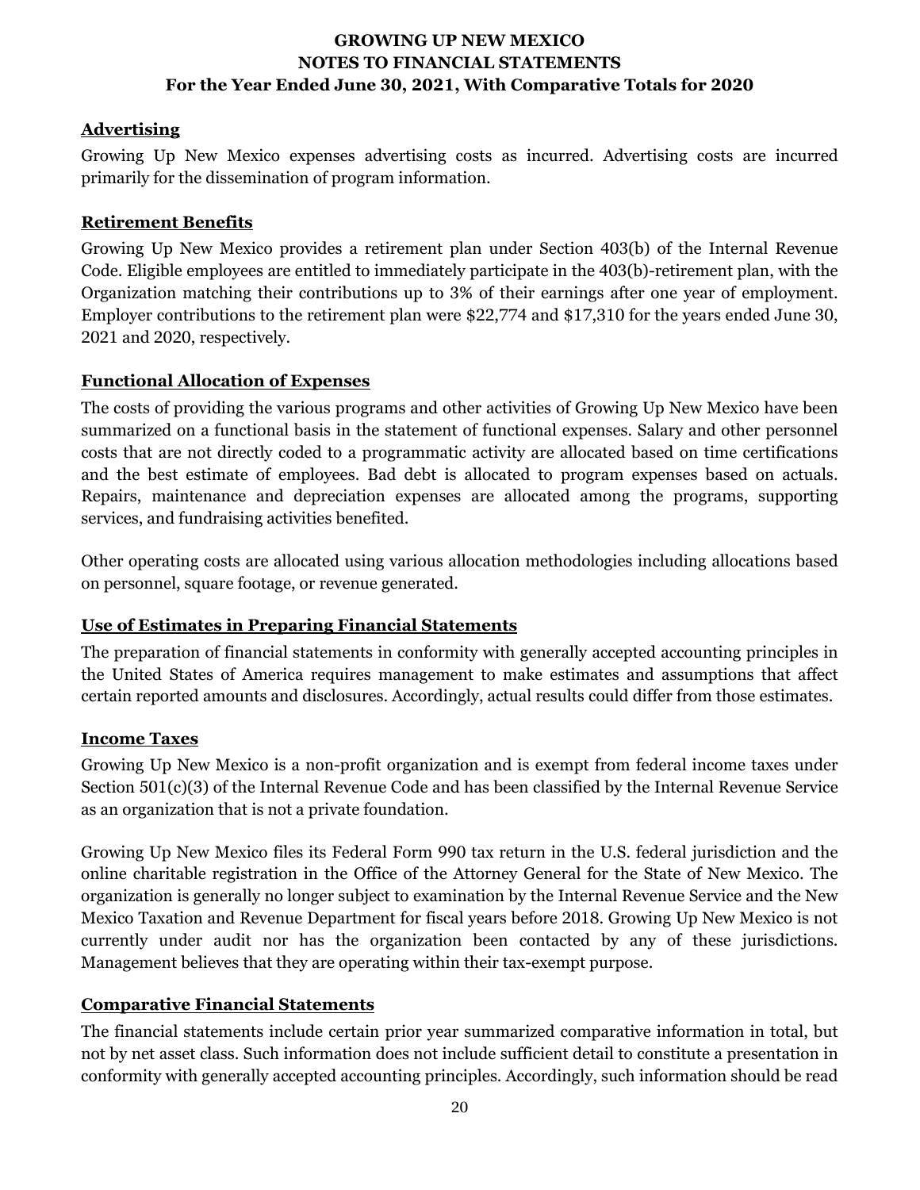### Advertising

Growing Up New Mexico expenses advertising costs as incurred. Advertising costs are incurred primarily for the dissemination of program information.

### Retirement Benefits

Growing Up New Mexico provides a retirement plan under Section 403(b) of the Internal Revenue Code. Eligible employees are entitled to immediately participate in the 403(b)-retirement plan, with the Organization matching their contributions up to 3% of their earnings after one year of employment. Employer contributions to the retirement plan were $22,774 and $17,310 for the years ended June 30, 2021 and 2020, respectively.

### Functional Allocation of Expenses

The costs of providing the various programs and other activities of Growing Up New Mexico have been summarized on a functional basis in the statement of functional expenses. Salary and other personnel costs that are not directly coded to a programmatic activity are allocated based on time certifications and the best estimate of employees. Bad debt is allocated to program expenses based on actuals. Repairs, maintenance and depreciation expenses are allocated among the programs, supporting services, and fundraising activities benefited.

Other operating costs are allocated using various allocation methodologies including allocations based on personnel, square footage, or revenue generated.

### Use of Estimates in Preparing Financial Statements

The preparation of financial statements in conformity with generally accepted accounting principles in the United States of America requires management to make estimates and assumptions that affect certain reported amounts and disclosures. Accordingly, actual results could differ from those estimates.

### Income Taxes

Growing Up New Mexico is a non-profit organization and is exempt from federal income taxes under Section 501(c)(3) of the Internal Revenue Code and has been classified by the Internal Revenue Service as an organization that is not a private foundation.

Growing Up New Mexico files its Federal Form 990 tax return in the U.S. federal jurisdiction and the online charitable registration in the Office of the Attorney General for the State of New Mexico. The organization is generally no longer subject to examination by the Internal Revenue Service and the New Mexico Taxation and Revenue Department for fiscal years before 2018. Growing Up New Mexico is not currently under audit nor has the organization been contacted by any of these jurisdictions. Management believes that they are operating within their tax-exempt purpose.

### Comparative Financial Statements

The financial statements include certain prior year summarized comparative information in total, but not by net asset class. Such information does not include sufficient detail to constitute a presentation in conformity with generally accepted accounting principles. Accordingly, such information should be read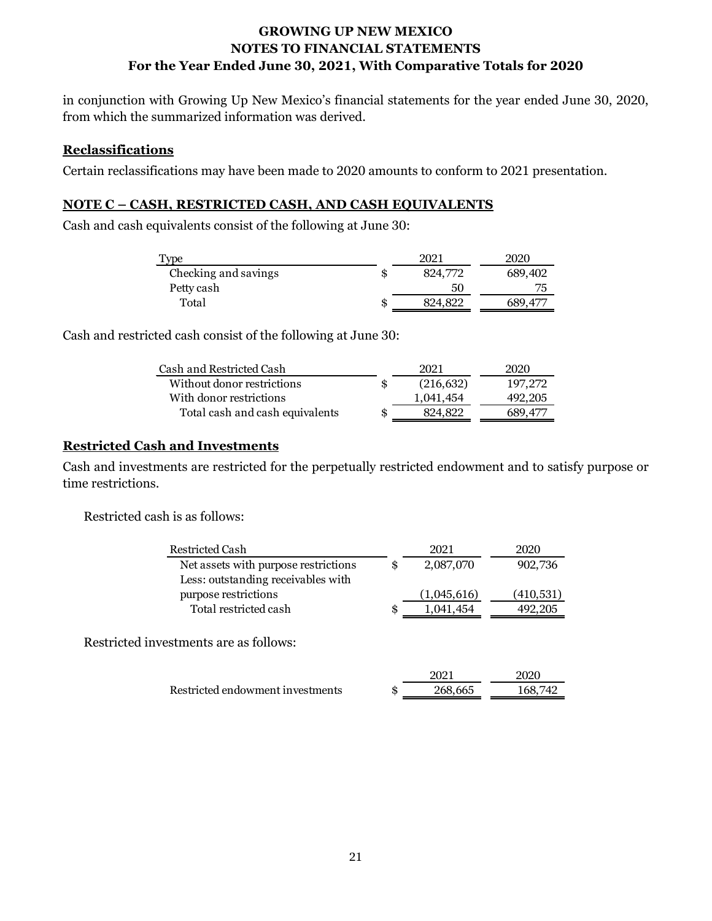in conjunction with Growing Up New Mexico's financial statements for the year ended June 30, 2020, from which the summarized information was derived.

**Reclassifications**

Certain reclassifications may have been made to 2020 amounts to conform to 2021 presentation.

## NOTE C – CASH, RESTRICTED CASH, AND CASH EQUIVALENTS

Cash and cash equivalents consist of the following at June 30:

| Type | | 2021 | 2020 |
|---|---|---|---|
| Checking and savings | $ | 824,772 | 689,402 |
| Petty cash | | 50 | 75 |
| Total | $ | 824,822 | 689,477 |

Cash and restricted cash consist of the following at June 30:

| Cash and Restricted Cash | | 2021 | 2020 |
|---|---|---|---|
| Without donor restrictions | $ | (216,632) | 197,272 |
| With donor restrictions | | 1,041,454 | 492,205 |
| Total cash and cash equivalents | $ | 824,822 | 689,477 |

**Restricted Cash and Investments**

Cash and investments are restricted for the perpetually restricted endowment and to satisfy purpose or time restrictions.

Restricted cash is as follows:

| Restricted Cash | | 2021 | 2020 |
|---|---|---|---|
| Net assets with purpose restrictions | $ | 2,087,070 | 902,736 |
| Less: outstanding receivables with purpose restrictions | | (1,045,616) | (410,531) |
| Total restricted cash | $ | 1,041,454 | 492,205 |

Restricted investments are as follows:

| | | 2021 | 2020 |
|---|---|---|---|
| Restricted endowment investments | $ | 268,665 | 168,742 |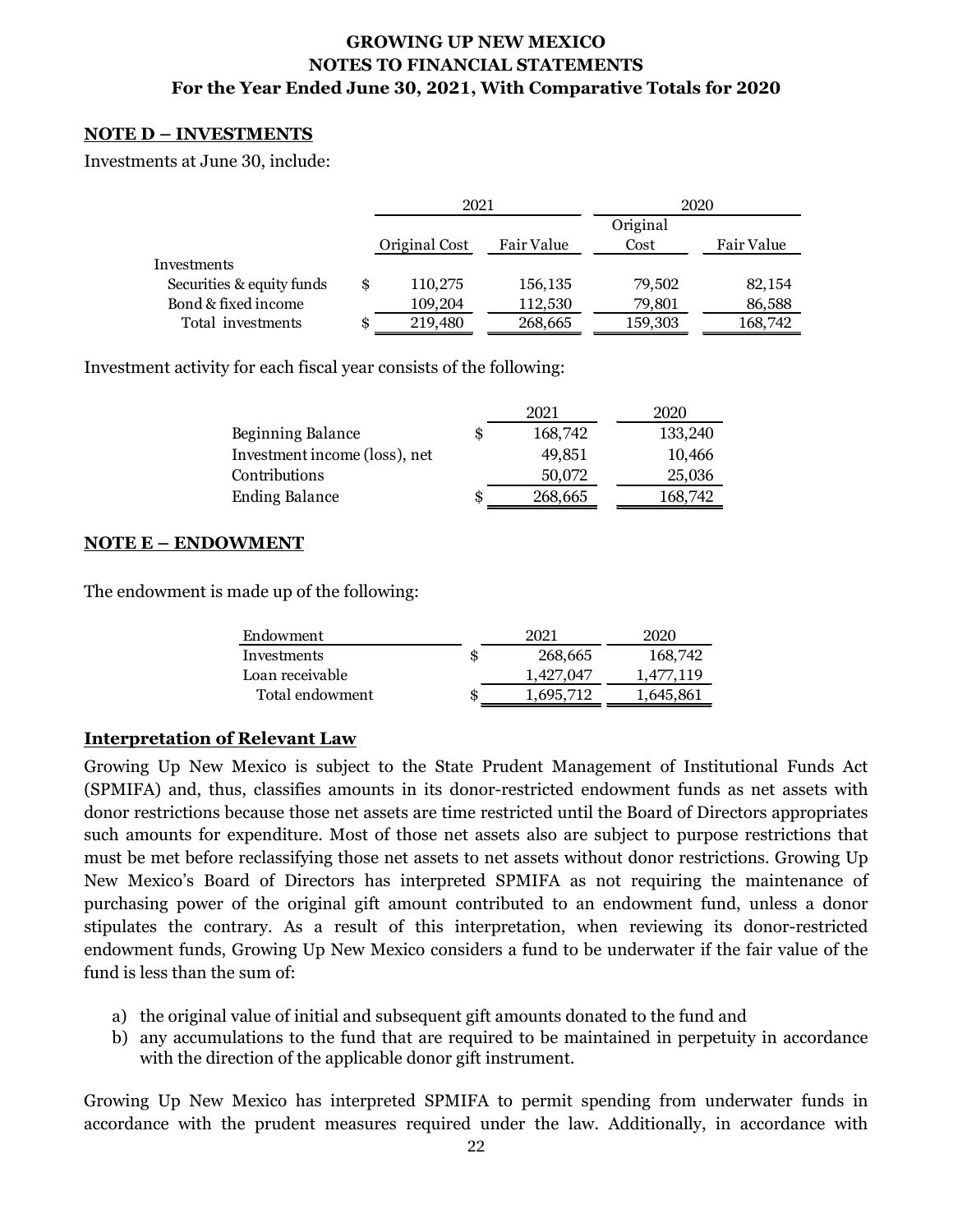**GROWING UP NEW MEXICO**
**NOTES TO FINANCIAL STATEMENTS**
**For the Year Ended June 30, 2021, With Comparative Totals for 2020**

## NOTE D – INVESTMENTS

Investments at June 30, include:

| | 2021 | | 2020 | |
|---|---|---|---|---|
| | Original Cost | Fair Value | Original Cost | Fair Value |
| Investments | | | | |
| Securities & equity funds | $ 110,275 | 156,135 | 79,502 | 82,154 |
| Bond & fixed income | 109,204 | 112,530 | 79,801 | 86,588 |
| Total investments | $ 219,480 | 268,665 | 159,303 | 168,742 |

Investment activity for each fiscal year consists of the following:

| | 2021 | 2020 |
|---|---|---|
| Beginning Balance | $ 168,742 | 133,240 |
| Investment income (loss), net | 49,851 | 10,466 |
| Contributions | 50,072 | 25,036 |
| Ending Balance | $ 268,665 | 168,742 |

## NOTE E – ENDOWMENT

The endowment is made up of the following:

| Endowment | 2021 | 2020 |
|---|---|---|
| Investments | $ 268,665 | 168,742 |
| Loan receivable | 1,427,047 | 1,477,119 |
| Total endowment | $ 1,695,712 | 1,645,861 |

### Interpretation of Relevant Law

Growing Up New Mexico is subject to the State Prudent Management of Institutional Funds Act (SPMIFA) and, thus, classifies amounts in its donor-restricted endowment funds as net assets with donor restrictions because those net assets are time restricted until the Board of Directors appropriates such amounts for expenditure. Most of those net assets also are subject to purpose restrictions that must be met before reclassifying those net assets to net assets without donor restrictions. Growing Up New Mexico's Board of Directors has interpreted SPMIFA as not requiring the maintenance of purchasing power of the original gift amount contributed to an endowment fund, unless a donor stipulates the contrary. As a result of this interpretation, when reviewing its donor-restricted endowment funds, Growing Up New Mexico considers a fund to be underwater if the fair value of the fund is less than the sum of:

a) the original value of initial and subsequent gift amounts donated to the fund and
b) any accumulations to the fund that are required to be maintained in perpetuity in accordance with the direction of the applicable donor gift instrument.

Growing Up New Mexico has interpreted SPMIFA to permit spending from underwater funds in accordance with the prudent measures required under the law. Additionally, in accordance with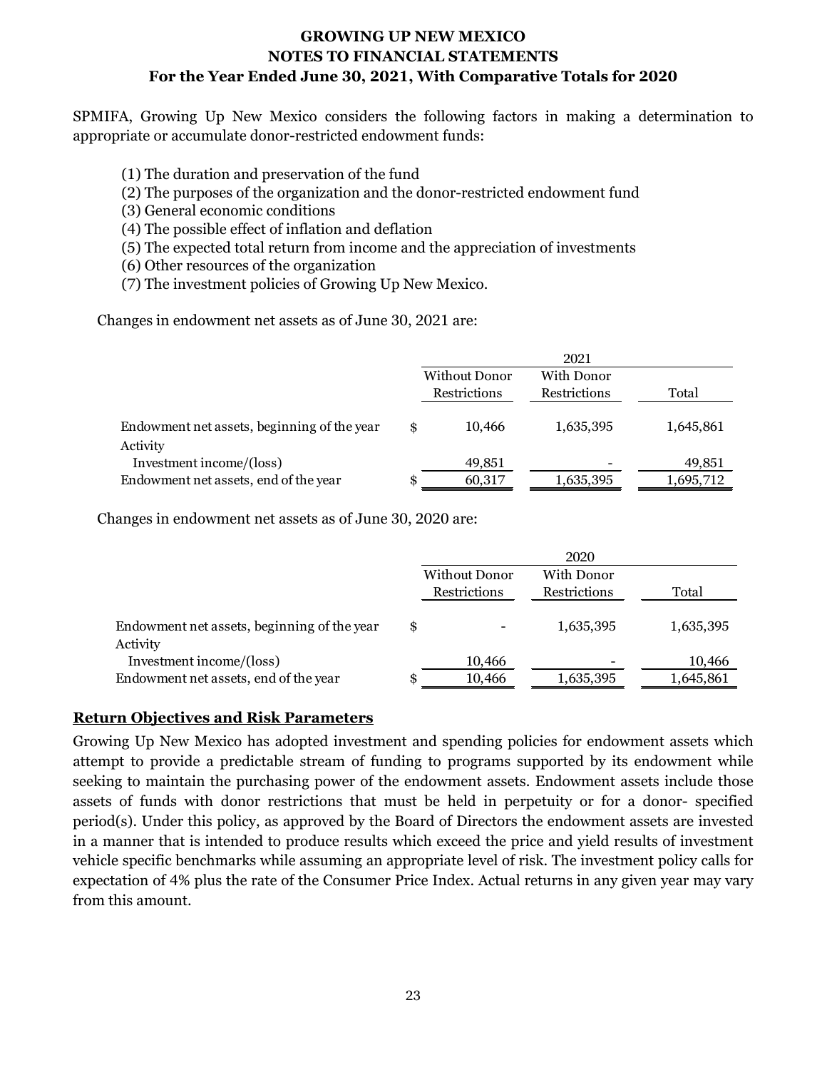SPMIFA, Growing Up New Mexico considers the following factors in making a determination to appropriate or accumulate donor-restricted endowment funds:

(1) The duration and preservation of the fund
(2) The purposes of the organization and the donor-restricted endowment fund
(3) General economic conditions
(4) The possible effect of inflation and deflation
(5) The expected total return from income and the appreciation of investments
(6) Other resources of the organization
(7) The investment policies of Growing Up New Mexico.

Changes in endowment net assets as of June 30, 2021 are:

| | 2021 | | |
|---|---|---|---|
| | Without Donor Restrictions | With Donor Restrictions | Total |
| Endowment net assets, beginning of the year | $ 10,466 | 1,635,395 | 1,645,861 |
| Activity | | | |
| Investment income/(loss) | 49,851 | - | 49,851 |
| Endowment net assets, end of the year | $ 60,317 | 1,635,395 | 1,695,712 |

Changes in endowment net assets as of June 30, 2020 are:

| | 2020 | | |
|---|---|---|---|
| | Without Donor Restrictions | With Donor Restrictions | Total |
| Endowment net assets, beginning of the year | $ - | 1,635,395 | 1,635,395 |
| Activity | | | |
| Investment income/(loss) | 10,466 | - | 10,466 |
| Endowment net assets, end of the year | $ 10,466 | 1,635,395 | 1,645,861 |

**Return Objectives and Risk Parameters**

Growing Up New Mexico has adopted investment and spending policies for endowment assets which attempt to provide a predictable stream of funding to programs supported by its endowment while seeking to maintain the purchasing power of the endowment assets. Endowment assets include those assets of funds with donor restrictions that must be held in perpetuity or for a donor- specified period(s). Under this policy, as approved by the Board of Directors the endowment assets are invested in a manner that is intended to produce results which exceed the price and yield results of investment vehicle specific benchmarks while assuming an appropriate level of risk. The investment policy calls for expectation of 4% plus the rate of the Consumer Price Index. Actual returns in any given year may vary from this amount.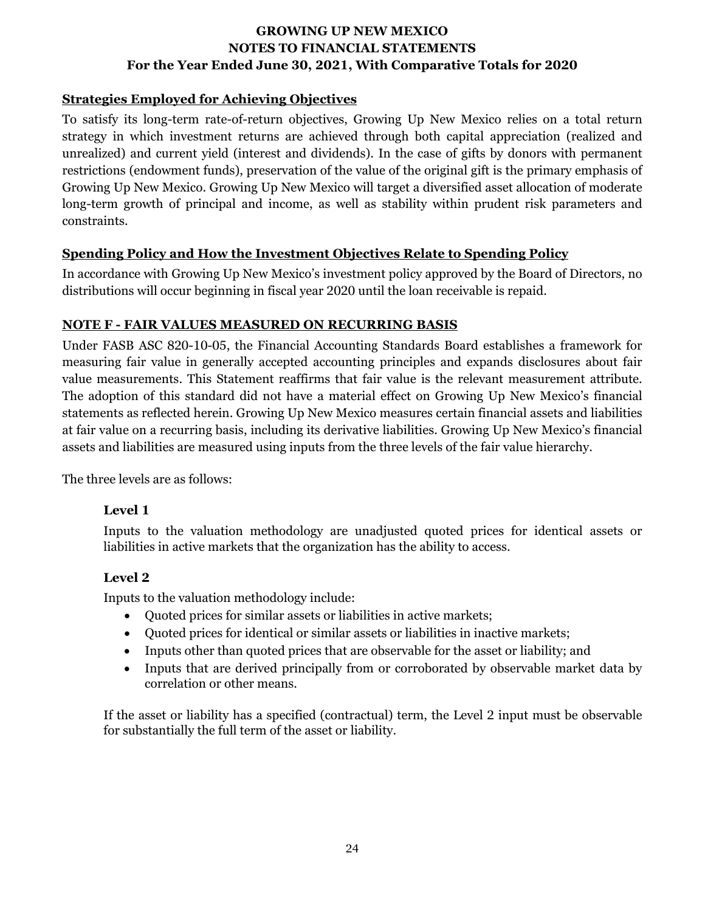## Strategies Employed for Achieving Objectives

To satisfy its long-term rate-of-return objectives, Growing Up New Mexico relies on a total return strategy in which investment returns are achieved through both capital appreciation (realized and unrealized) and current yield (interest and dividends). In the case of gifts by donors with permanent restrictions (endowment funds), preservation of the value of the original gift is the primary emphasis of Growing Up New Mexico. Growing Up New Mexico will target a diversified asset allocation of moderate long-term growth of principal and income, as well as stability within prudent risk parameters and constraints.

## Spending Policy and How the Investment Objectives Relate to Spending Policy

In accordance with Growing Up New Mexico's investment policy approved by the Board of Directors, no distributions will occur beginning in fiscal year 2020 until the loan receivable is repaid.

## NOTE F - FAIR VALUES MEASURED ON RECURRING BASIS

Under FASB ASC 820-10-05, the Financial Accounting Standards Board establishes a framework for measuring fair value in generally accepted accounting principles and expands disclosures about fair value measurements. This Statement reaffirms that fair value is the relevant measurement attribute. The adoption of this standard did not have a material effect on Growing Up New Mexico's financial statements as reflected herein. Growing Up New Mexico measures certain financial assets and liabilities at fair value on a recurring basis, including its derivative liabilities. Growing Up New Mexico's financial assets and liabilities are measured using inputs from the three levels of the fair value hierarchy.

The three levels are as follows:

### Level 1

Inputs to the valuation methodology are unadjusted quoted prices for identical assets or liabilities in active markets that the organization has the ability to access.

### Level 2

Inputs to the valuation methodology include:

- Quoted prices for similar assets or liabilities in active markets;
- Quoted prices for identical or similar assets or liabilities in inactive markets;
- Inputs other than quoted prices that are observable for the asset or liability; and
- Inputs that are derived principally from or corroborated by observable market data by correlation or other means.

If the asset or liability has a specified (contractual) term, the Level 2 input must be observable for substantially the full term of the asset or liability.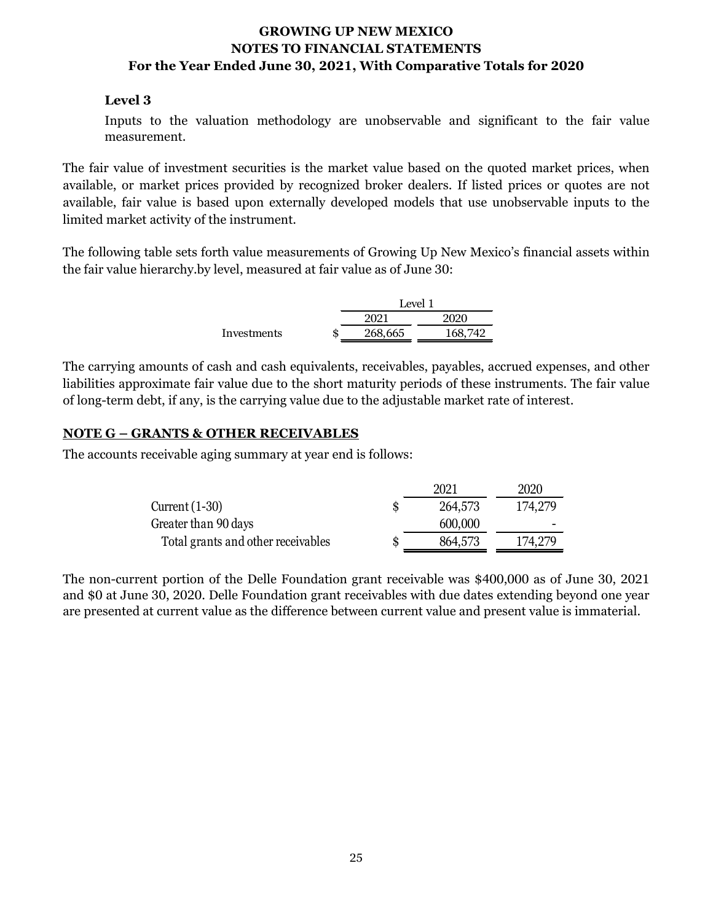**Level 3**

Inputs to the valuation methodology are unobservable and significant to the fair value measurement.

The fair value of investment securities is the market value based on the quoted market prices, when available, or market prices provided by recognized broker dealers. If listed prices or quotes are not available, fair value is based upon externally developed models that use unobservable inputs to the limited market activity of the instrument.

The following table sets forth value measurements of Growing Up New Mexico's financial assets within the fair value hierarchy.by level, measured at fair value as of June 30:

| | Level 1 | |
|---|---|---|
| | 2021 | 2020 |
| Investments | $ 268,665 | 168,742 |

The carrying amounts of cash and cash equivalents, receivables, payables, accrued expenses, and other liabilities approximate fair value due to the short maturity periods of these instruments. The fair value of long-term debt, if any, is the carrying value due to the adjustable market rate of interest.

## NOTE G – GRANTS & OTHER RECEIVABLES

The accounts receivable aging summary at year end is follows:

| | 2021 | 2020 |
|---|---|---|
| Current (1-30) | $ 264,573 | 174,279 |
| Greater than 90 days | 600,000 | - |
| Total grants and other receivables | $ 864,573 | 174,279 |

The non-current portion of the Delle Foundation grant receivable was $400,000 as of June 30, 2021 and $0 at June 30, 2020. Delle Foundation grant receivables with due dates extending beyond one year are presented at current value as the difference between current value and present value is immaterial.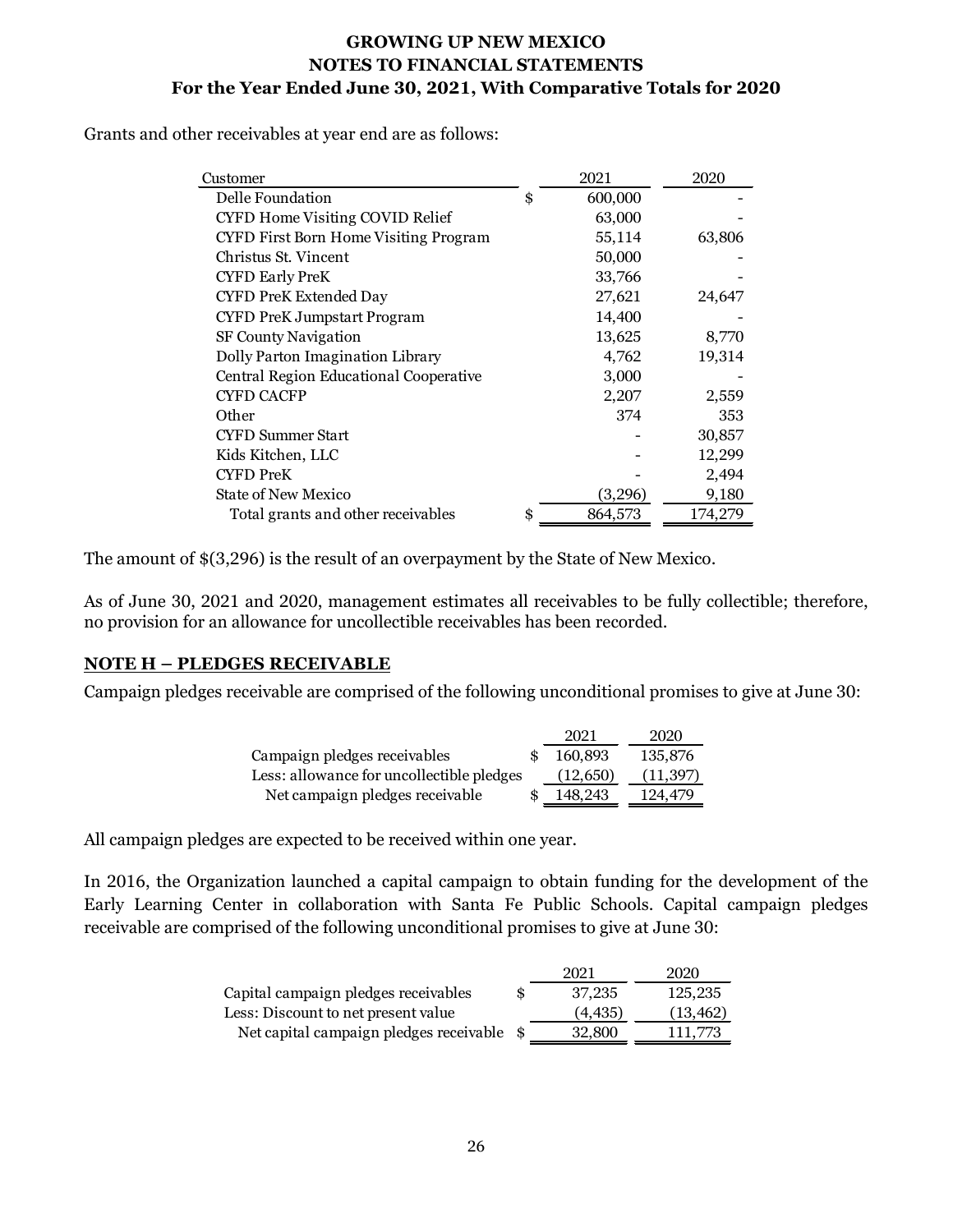Grants and other receivables at year end are as follows:

| Customer | | 2021 | 2020 |
|---|---|---|---|
| Delle Foundation | $ | 600,000 | - |
| CYFD Home Visiting COVID Relief | | 63,000 | - |
| CYFD First Born Home Visiting Program | | 55,114 | 63,806 |
| Christus St. Vincent | | 50,000 | - |
| CYFD Early PreK | | 33,766 | - |
| CYFD PreK Extended Day | | 27,621 | 24,647 |
| CYFD PreK Jumpstart Program | | 14,400 | - |
| SF County Navigation | | 13,625 | 8,770 |
| Dolly Parton Imagination Library | | 4,762 | 19,314 |
| Central Region Educational Cooperative | | 3,000 | - |
| CYFD CACFP | | 2,207 | 2,559 |
| Other | | 374 | 353 |
| CYFD Summer Start | | - | 30,857 |
| Kids Kitchen, LLC | | - | 12,299 |
| CYFD PreK | | - | 2,494 |
| State of New Mexico | | (3,296) | 9,180 |
| Total grants and other receivables | $ | 864,573 | 174,279 |

The amount of $(3,296) is the result of an overpayment by the State of New Mexico.

As of June 30, 2021 and 2020, management estimates all receivables to be fully collectible; therefore, no provision for an allowance for uncollectible receivables has been recorded.

## NOTE H – PLEDGES RECEIVABLE

Campaign pledges receivable are comprised of the following unconditional promises to give at June 30:

| | | 2021 | 2020 |
|---|---|---|---|
| Campaign pledges receivables | $ | 160,893 | 135,876 |
| Less: allowance for uncollectible pledges | | (12,650) | (11,397) |
| Net campaign pledges receivable | $ | 148,243 | 124,479 |

All campaign pledges are expected to be received within one year.

In 2016, the Organization launched a capital campaign to obtain funding for the development of the Early Learning Center in collaboration with Santa Fe Public Schools. Capital campaign pledges receivable are comprised of the following unconditional promises to give at June 30:

| | | 2021 | 2020 |
|---|---|---|---|
| Capital campaign pledges receivables | $ | 37,235 | 125,235 |
| Less: Discount to net present value | | (4,435) | (13,462) |
| Net capital campaign pledges receivable | $ | 32,800 | 111,773 |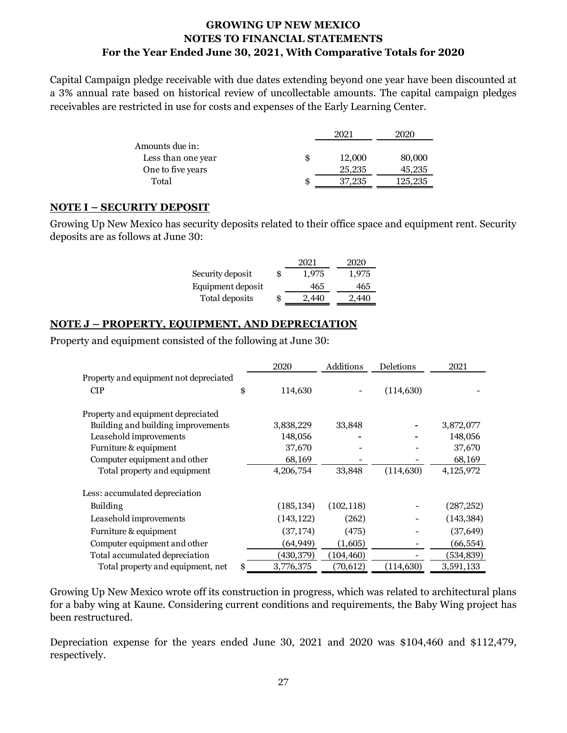Capital Campaign pledge receivable with due dates extending beyond one year have been discounted at a 3% annual rate based on historical review of uncollectable amounts. The capital campaign pledges receivables are restricted in use for costs and expenses of the Early Learning Center.

| | | 2021 | 2020 |
|---|---|---|---|
| Amounts due in: | | | |
| Less than one year | $ | 12,000 | 80,000 |
| One to five years | | 25,235 | 45,235 |
| Total | $ | 37,235 | 125,235 |

## NOTE I – SECURITY DEPOSIT

Growing Up New Mexico has security deposits related to their office space and equipment rent. Security deposits are as follows at June 30:

| | | 2021 | 2020 |
|---|---|---|---|
| Security deposit | $ | 1,975 | 1,975 |
| Equipment deposit | | 465 | 465 |
| Total deposits | $ | 2,440 | 2,440 |

## NOTE J – PROPERTY, EQUIPMENT, AND DEPRECIATION

Property and equipment consisted of the following at June 30:

| | | 2020 | Additions | Deletions | 2021 |
|---|---|---|---|---|---|
| Property and equipment not depreciated | | | | | |
| CIP | $ | 114,630 | - | (114,630) | - |
| | | | | | |
| Property and equipment depreciated | | | | | |
| Building and building improvements | | 3,838,229 | 33,848 | - | 3,872,077 |
| Leasehold improvements | | 148,056 | - | - | 148,056 |
| Furniture & equipment | | 37,670 | - | - | 37,670 |
| Computer equipment and other | | 68,169 | - | - | 68,169 |
| Total property and equipment | | 4,206,754 | 33,848 | (114,630) | 4,125,972 |
| | | | | | |
| Less: accumulated depreciation | | | | | |
| Building | | (185,134) | (102,118) | - | (287,252) |
| Leasehold improvements | | (143,122) | (262) | - | (143,384) |
| Furniture & equipment | | (37,174) | (475) | - | (37,649) |
| Computer equipment and other | | (64,949) | (1,605) | - | (66,554) |
| Total accumulated depreciation | | (430,379) | (104,460) | - | (534,839) |
| Total property and equipment, net | $ | 3,776,375 | (70,612) | (114,630) | 3,591,133 |

Growing Up New Mexico wrote off its construction in progress, which was related to architectural plans for a baby wing at Kaune. Considering current conditions and requirements, the Baby Wing project has been restructured.

Depreciation expense for the years ended June 30, 2021 and 2020 was $104,460 and $112,479, respectively.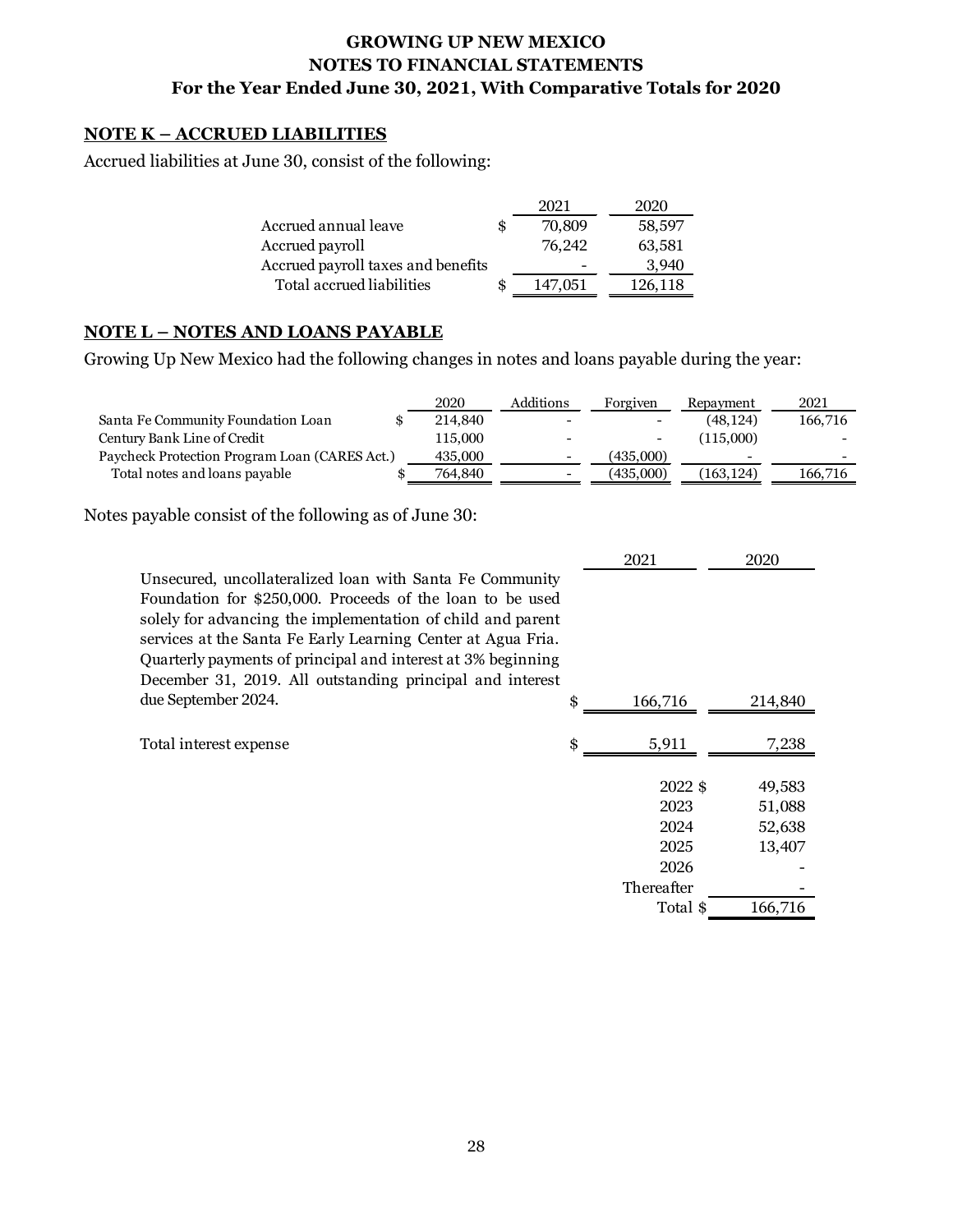# GROWING UP NEW MEXICO
## NOTES TO FINANCIAL STATEMENTS
### For the Year Ended June 30, 2021, With Comparative Totals for 2020

**NOTE K – ACCRUED LIABILITIES**

Accrued liabilities at June 30, consist of the following:

| | 2021 | 2020 |
|---|---|---|
| Accrued annual leave | $ 70,809 | 58,597 |
| Accrued payroll | 76,242 | 63,581 |
| Accrued payroll taxes and benefits | - | 3,940 |
| Total accrued liabilities | $ 147,051 | 126,118 |

**NOTE L – NOTES AND LOANS PAYABLE**

Growing Up New Mexico had the following changes in notes and loans payable during the year:

| | 2020 | Additions | Forgiven | Repayment | 2021 |
|---|---|---|---|---|---|
| Santa Fe Community Foundation Loan | $ 214,840 | - | - | (48,124) | 166,716 |
| Century Bank Line of Credit | 115,000 | - | - | (115,000) | - |
| Paycheck Protection Program Loan (CARES Act.) | 435,000 | - | (435,000) | - | - |
| Total notes and loans payable | $ 764,840 | - | (435,000) | (163,124) | 166,716 |

Notes payable consist of the following as of June 30:

| | 2021 | 2020 |
|---|---|---|
| Unsecured, uncollateralized loan with Santa Fe Community Foundation for $250,000. Proceeds of the loan to be used solely for advancing the implementation of child and parent services at the Santa Fe Early Learning Center at Agua Fria. Quarterly payments of principal and interest at 3% beginning December 31, 2019. All outstanding principal and interest due September 2024. | $ 166,716 | 214,840 |
| Total interest expense | $ 5,911 | 7,238 |

| | |
|---|---|
| 2022 | $ 49,583 |
| 2023 | 51,088 |
| 2024 | 52,638 |
| 2025 | 13,407 |
| 2026 | - |
| Thereafter | - |
| Total | $ 166,716 |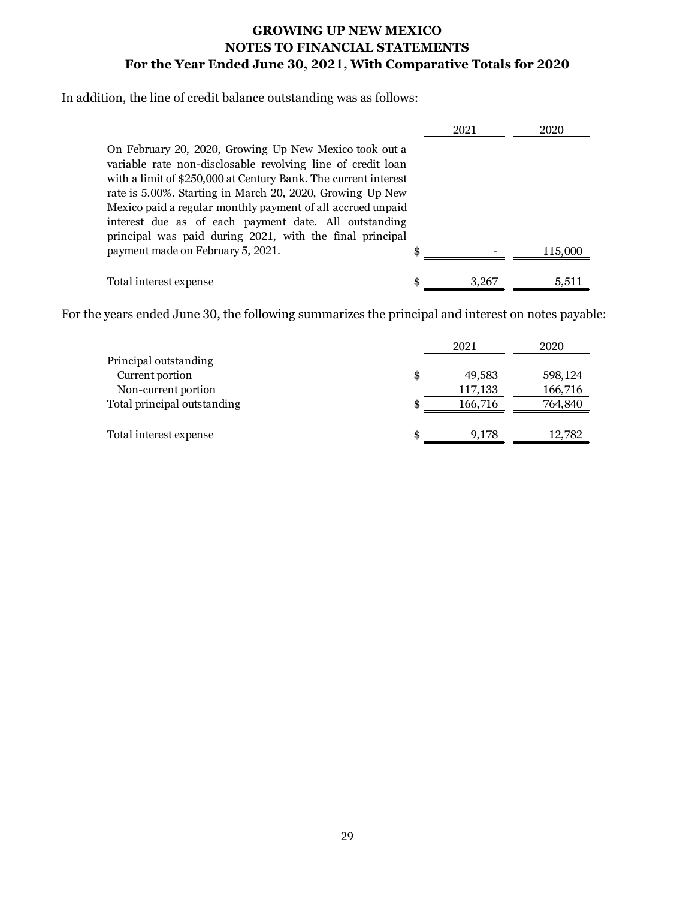In addition, the line of credit balance outstanding was as follows:

| | 2021 | 2020 |
|---|---|---|
| On February 20, 2020, Growing Up New Mexico took out a variable rate non-disclosable revolving line of credit loan with a limit of $250,000 at Century Bank. The current interest rate is 5.00%. Starting in March 20, 2020, Growing Up New Mexico paid a regular monthly payment of all accrued unpaid interest due as of each payment date. All outstanding principal was paid during 2021, with the final principal payment made on February 5, 2021. | $ - | 115,000 |
| Total interest expense | $ 3,267 | 5,511 |

For the years ended June 30, the following summarizes the principal and interest on notes payable:

| | 2021 | 2020 |
|---|---|---|
| Principal outstanding | | |
| Current portion | $ 49,583 | 598,124 |
| Non-current portion | 117,133 | 166,716 |
| Total principal outstanding | $ 166,716 | 764,840 |
| Total interest expense | $ 9,178 | 12,782 |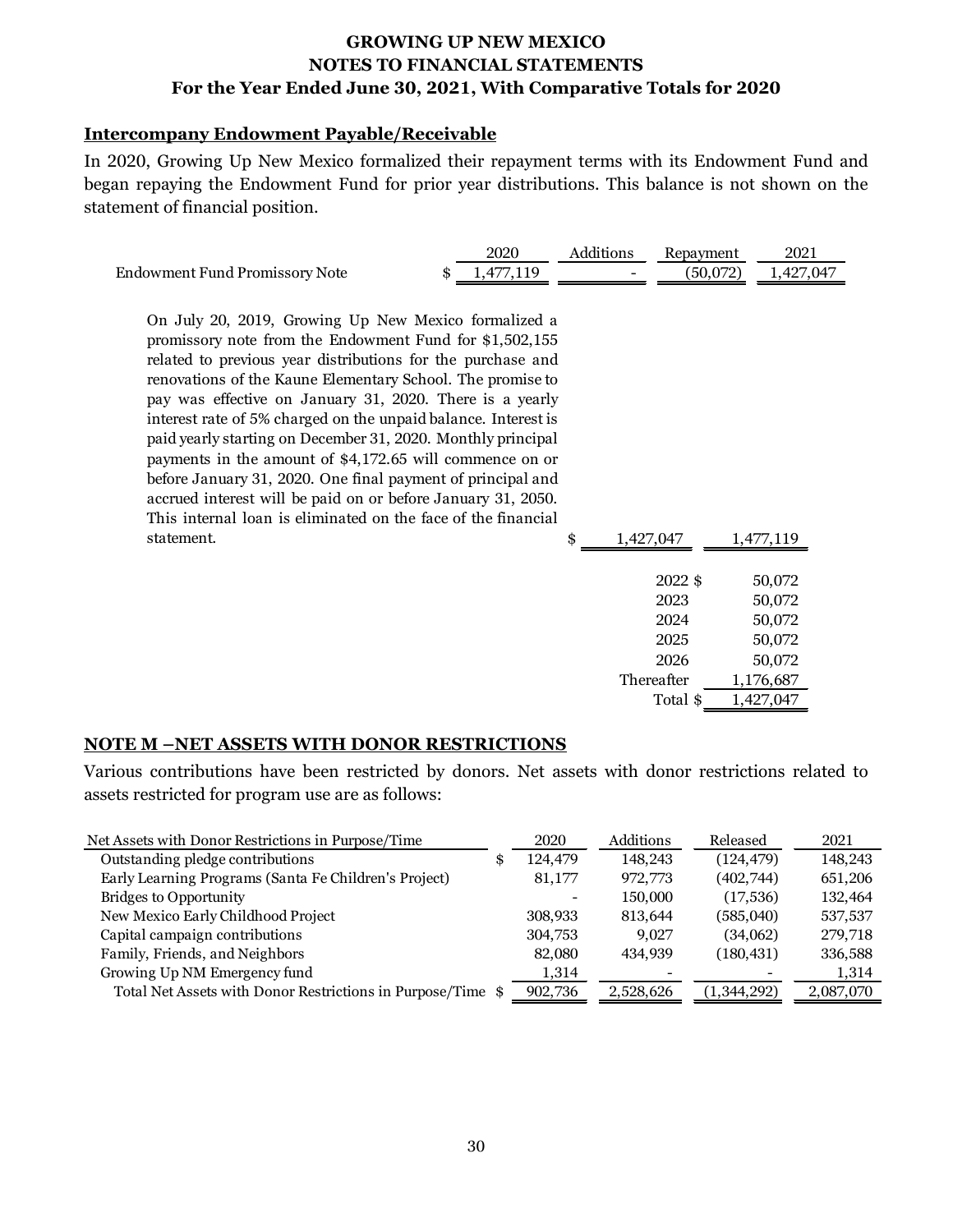## Intercompany Endowment Payable/Receivable

In 2020, Growing Up New Mexico formalized their repayment terms with its Endowment Fund and began repaying the Endowment Fund for prior year distributions. This balance is not shown on the statement of financial position.

| | 2020 | Additions | Repayment | 2021 |
|---|---|---|---|---|
| Endowment Fund Promissory Note | $ 1,477,119 | - | (50,072) | 1,427,047 |

| | 2021 | 2020 |
|---|---|---|
| On July 20, 2019, Growing Up New Mexico formalized a promissory note from the Endowment Fund for $1,502,155 related to previous year distributions for the purchase and renovations of the Kaune Elementary School. The promise to pay was effective on January 31, 2020. There is a yearly interest rate of 5% charged on the unpaid balance. Interest is paid yearly starting on December 31, 2020. Monthly principal payments in the amount of $4,172.65 will commence on or before January 31, 2020. One final payment of principal and accrued interest will be paid on or before January 31, 2050. This internal loan is eliminated on the face of the financial statement. | $ 1,427,047 | 1,477,119 |

| | |
|---|---|
| 2022 | $ 50,072 |
| 2023 | 50,072 |
| 2024 | 50,072 |
| 2025 | 50,072 |
| 2026 | 50,072 |
| Thereafter | 1,176,687 |
| Total | $ 1,427,047 |

## NOTE M –NET ASSETS WITH DONOR RESTRICTIONS

Various contributions have been restricted by donors. Net assets with donor restrictions related to assets restricted for program use are as follows:

| Net Assets with Donor Restrictions in Purpose/Time | 2020 | Additions | Released | 2021 |
|---|---|---|---|---|
| Outstanding pledge contributions | $ 124,479 | 148,243 | (124,479) | 148,243 |
| Early Learning Programs (Santa Fe Children's Project) | 81,177 | 972,773 | (402,744) | 651,206 |
| Bridges to Opportunity | - | 150,000 | (17,536) | 132,464 |
| New Mexico Early Childhood Project | 308,933 | 813,644 | (585,040) | 537,537 |
| Capital campaign contributions | 304,753 | 9,027 | (34,062) | 279,718 |
| Family, Friends, and Neighbors | 82,080 | 434,939 | (180,431) | 336,588 |
| Growing Up NM Emergency fund | 1,314 | - | - | 1,314 |
| Total Net Assets with Donor Restrictions in Purpose/Time | $ 902,736 | 2,528,626 | (1,344,292) | 2,087,070 |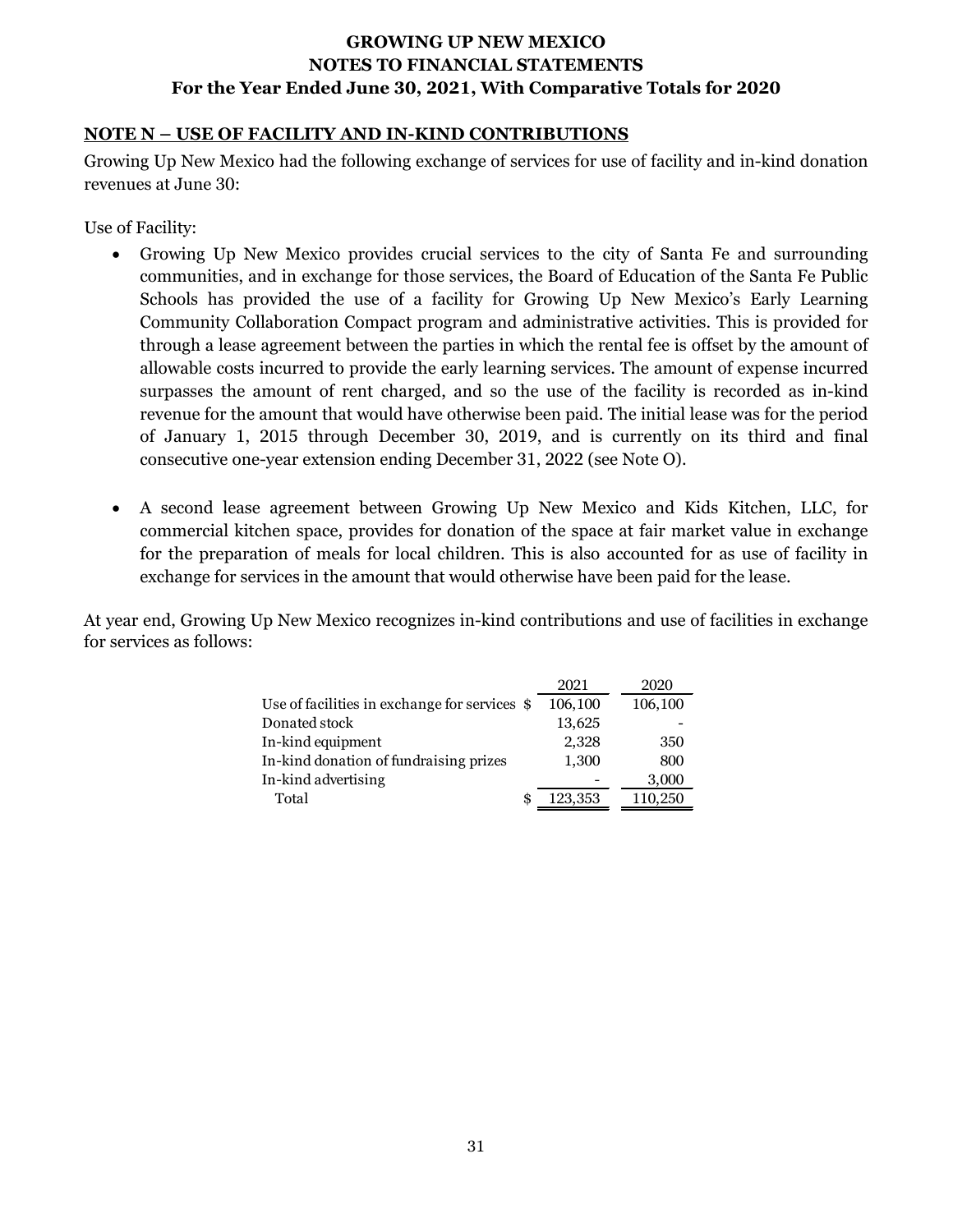## NOTE N – USE OF FACILITY AND IN-KIND CONTRIBUTIONS

Growing Up New Mexico had the following exchange of services for use of facility and in-kind donation revenues at June 30:

Use of Facility:

- Growing Up New Mexico provides crucial services to the city of Santa Fe and surrounding communities, and in exchange for those services, the Board of Education of the Santa Fe Public Schools has provided the use of a facility for Growing Up New Mexico's Early Learning Community Collaboration Compact program and administrative activities. This is provided for through a lease agreement between the parties in which the rental fee is offset by the amount of allowable costs incurred to provide the early learning services. The amount of expense incurred surpasses the amount of rent charged, and so the use of the facility is recorded as in-kind revenue for the amount that would have otherwise been paid. The initial lease was for the period of January 1, 2015 through December 30, 2019, and is currently on its third and final consecutive one-year extension ending December 31, 2022 (see Note O).

- A second lease agreement between Growing Up New Mexico and Kids Kitchen, LLC, for commercial kitchen space, provides for donation of the space at fair market value in exchange for the preparation of meals for local children. This is also accounted for as use of facility in exchange for services in the amount that would otherwise have been paid for the lease.

At year end, Growing Up New Mexico recognizes in-kind contributions and use of facilities in exchange for services as follows:

| | 2021 | 2020 |
|---|---|---|
| Use of facilities in exchange for services | $ 106,100 | 106,100 |
| Donated stock | 13,625 | - |
| In-kind equipment | 2,328 | 350 |
| In-kind donation of fundraising prizes | 1,300 | 800 |
| In-kind advertising | - | 3,000 |
| Total | $ 123,353 | 110,250 |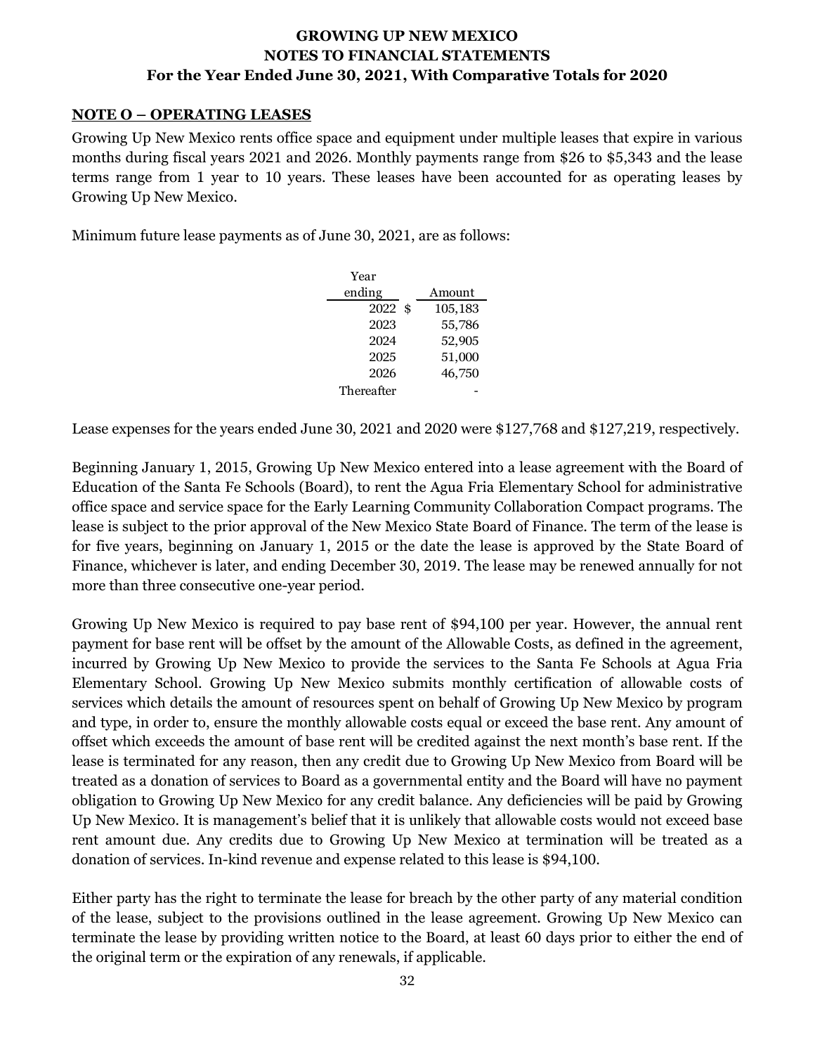## NOTE O – OPERATING LEASES

Growing Up New Mexico rents office space and equipment under multiple leases that expire in various months during fiscal years 2021 and 2026. Monthly payments range from $26 to $5,343 and the lease terms range from 1 year to 10 years. These leases have been accounted for as operating leases by Growing Up New Mexico.

Minimum future lease payments as of June 30, 2021, are as follows:

| Year ending | Amount |
|---|---|
| 2022 | $ 105,183 |
| 2023 | 55,786 |
| 2024 | 52,905 |
| 2025 | 51,000 |
| 2026 | 46,750 |
| Thereafter | - |

Lease expenses for the years ended June 30, 2021 and 2020 were $127,768 and $127,219, respectively.

Beginning January 1, 2015, Growing Up New Mexico entered into a lease agreement with the Board of Education of the Santa Fe Schools (Board), to rent the Agua Fria Elementary School for administrative office space and service space for the Early Learning Community Collaboration Compact programs. The lease is subject to the prior approval of the New Mexico State Board of Finance. The term of the lease is for five years, beginning on January 1, 2015 or the date the lease is approved by the State Board of Finance, whichever is later, and ending December 30, 2019. The lease may be renewed annually for not more than three consecutive one-year period.

Growing Up New Mexico is required to pay base rent of $94,100 per year. However, the annual rent payment for base rent will be offset by the amount of the Allowable Costs, as defined in the agreement, incurred by Growing Up New Mexico to provide the services to the Santa Fe Schools at Agua Fria Elementary School. Growing Up New Mexico submits monthly certification of allowable costs of services which details the amount of resources spent on behalf of Growing Up New Mexico by program and type, in order to, ensure the monthly allowable costs equal or exceed the base rent. Any amount of offset which exceeds the amount of base rent will be credited against the next month's base rent. If the lease is terminated for any reason, then any credit due to Growing Up New Mexico from Board will be treated as a donation of services to Board as a governmental entity and the Board will have no payment obligation to Growing Up New Mexico for any credit balance. Any deficiencies will be paid by Growing Up New Mexico. It is management's belief that it is unlikely that allowable costs would not exceed base rent amount due. Any credits due to Growing Up New Mexico at termination will be treated as a donation of services. In-kind revenue and expense related to this lease is $94,100.

Either party has the right to terminate the lease for breach by the other party of any material condition of the lease, subject to the provisions outlined in the lease agreement. Growing Up New Mexico can terminate the lease by providing written notice to the Board, at least 60 days prior to either the end of the original term or the expiration of any renewals, if applicable.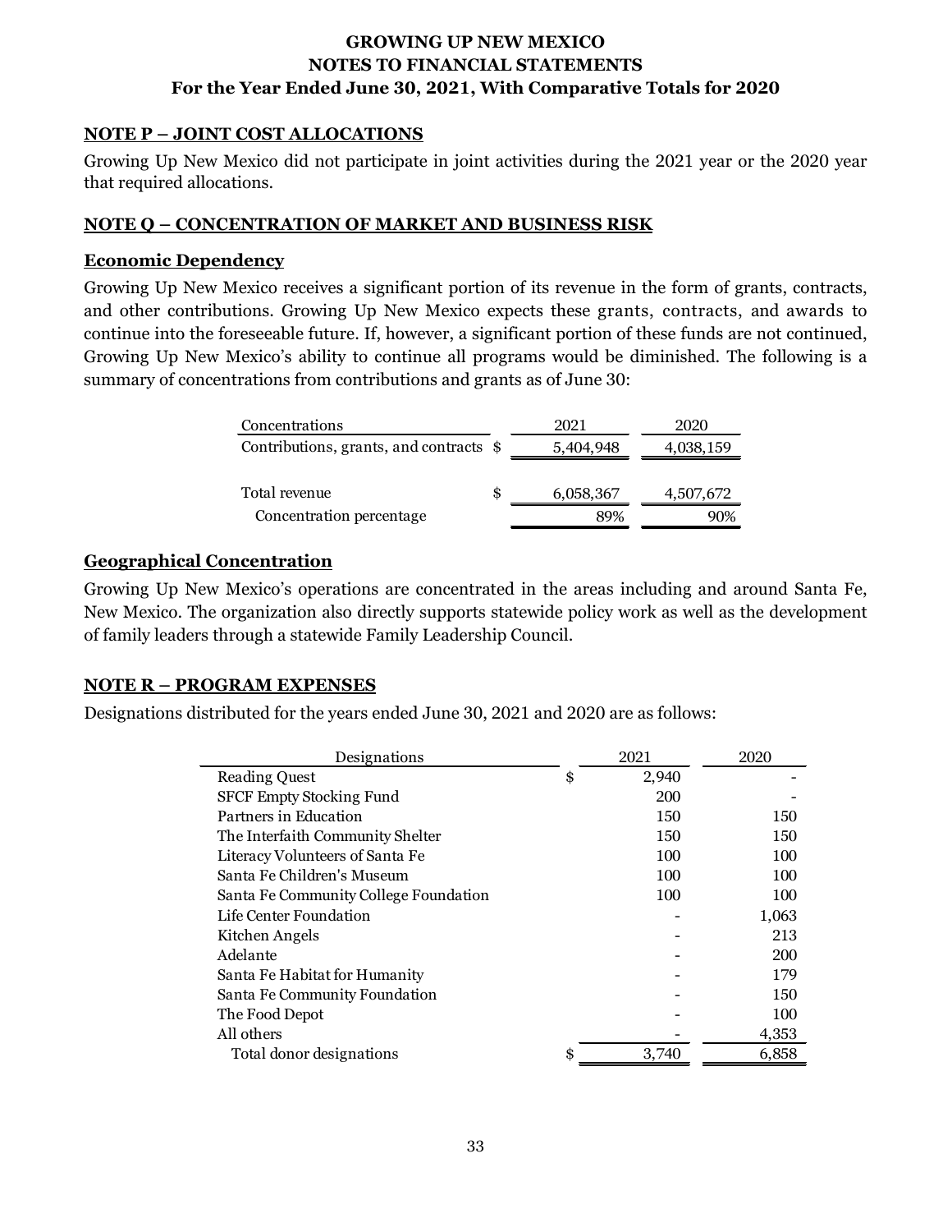# GROWING UP NEW MEXICO
## NOTES TO FINANCIAL STATEMENTS
### For the Year Ended June 30, 2021, With Comparative Totals for 2020

**NOTE P – JOINT COST ALLOCATIONS**

Growing Up New Mexico did not participate in joint activities during the 2021 year or the 2020 year that required allocations.

**NOTE Q – CONCENTRATION OF MARKET AND BUSINESS RISK**

**Economic Dependency**

Growing Up New Mexico receives a significant portion of its revenue in the form of grants, contracts, and other contributions. Growing Up New Mexico expects these grants, contracts, and awards to continue into the foreseeable future. If, however, a significant portion of these funds are not continued, Growing Up New Mexico's ability to continue all programs would be diminished. The following is a summary of concentrations from contributions and grants as of June 30:

| Concentrations | | 2021 | 2020 |
|---|---|---|---|
| Contributions, grants, and contracts | $ | 5,404,948 | 4,038,159 |
| | | | |
| Total revenue | $ | 6,058,367 | 4,507,672 |
| Concentration percentage | | 89% | 90% |

**Geographical Concentration**

Growing Up New Mexico's operations are concentrated in the areas including and around Santa Fe, New Mexico. The organization also directly supports statewide policy work as well as the development of family leaders through a statewide Family Leadership Council.

**NOTE R – PROGRAM EXPENSES**

Designations distributed for the years ended June 30, 2021 and 2020 are as follows:

| Designations | | 2021 | 2020 |
|---|---|---|---|
| Reading Quest | $ | 2,940 | - |
| SFCF Empty Stocking Fund | | 200 | - |
| Partners in Education | | 150 | 150 |
| The Interfaith Community Shelter | | 150 | 150 |
| Literacy Volunteers of Santa Fe | | 100 | 100 |
| Santa Fe Children's Museum | | 100 | 100 |
| Santa Fe Community College Foundation | | 100 | 100 |
| Life Center Foundation | | - | 1,063 |
| Kitchen Angels | | - | 213 |
| Adelante | | - | 200 |
| Santa Fe Habitat for Humanity | | - | 179 |
| Santa Fe Community Foundation | | - | 150 |
| The Food Depot | | - | 100 |
| All others | | - | 4,353 |
| Total donor designations | $ | 3,740 | 6,858 |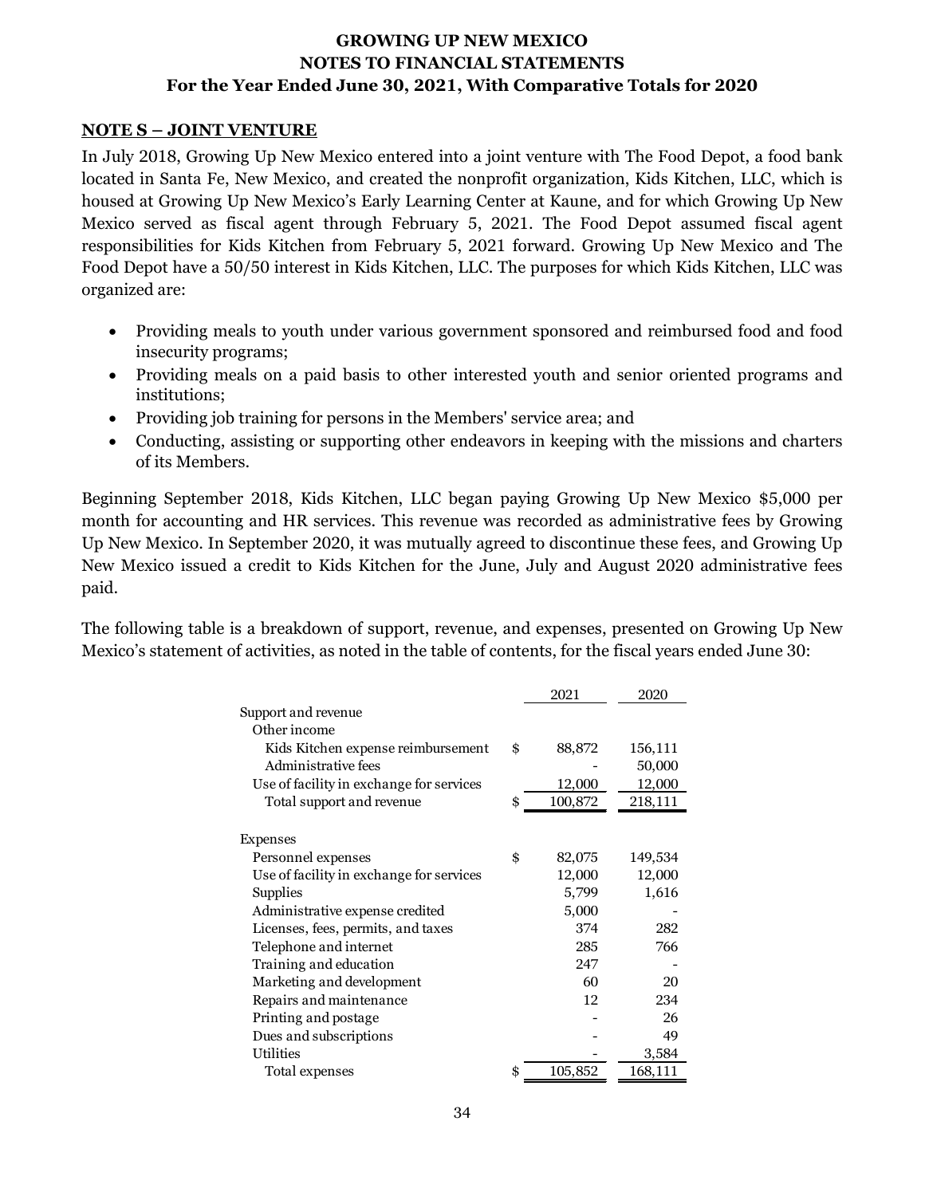**NOTE S – JOINT VENTURE**

In July 2018, Growing Up New Mexico entered into a joint venture with The Food Depot, a food bank located in Santa Fe, New Mexico, and created the nonprofit organization, Kids Kitchen, LLC, which is housed at Growing Up New Mexico's Early Learning Center at Kaune, and for which Growing Up New Mexico served as fiscal agent through February 5, 2021. The Food Depot assumed fiscal agent responsibilities for Kids Kitchen from February 5, 2021 forward. Growing Up New Mexico and The Food Depot have a 50/50 interest in Kids Kitchen, LLC. The purposes for which Kids Kitchen, LLC was organized are:

- Providing meals to youth under various government sponsored and reimbursed food and food insecurity programs;
- Providing meals on a paid basis to other interested youth and senior oriented programs and institutions;
- Providing job training for persons in the Members' service area; and
- Conducting, assisting or supporting other endeavors in keeping with the missions and charters of its Members.

Beginning September 2018, Kids Kitchen, LLC began paying Growing Up New Mexico $5,000 per month for accounting and HR services. This revenue was recorded as administrative fees by Growing Up New Mexico. In September 2020, it was mutually agreed to discontinue these fees, and Growing Up New Mexico issued a credit to Kids Kitchen for the June, July and August 2020 administrative fees paid.

The following table is a breakdown of support, revenue, and expenses, presented on Growing Up New Mexico's statement of activities, as noted in the table of contents, for the fiscal years ended June 30:

| | 2021 | 2020 |
|---|---|---|
| Support and revenue | | |
| Other income | | |
| Kids Kitchen expense reimbursement | $ 88,872 | 156,111 |
| Administrative fees | - | 50,000 |
| Use of facility in exchange for services | 12,000 | 12,000 |
| Total support and revenue | $ 100,872 | 218,111 |
| | | |
| Expenses | | |
| Personnel expenses | $ 82,075 | 149,534 |
| Use of facility in exchange for services | 12,000 | 12,000 |
| Supplies | 5,799 | 1,616 |
| Administrative expense credited | 5,000 | - |
| Licenses, fees, permits, and taxes | 374 | 282 |
| Telephone and internet | 285 | 766 |
| Training and education | 247 | - |
| Marketing and development | 60 | 20 |
| Repairs and maintenance | 12 | 234 |
| Printing and postage | - | 26 |
| Dues and subscriptions | - | 49 |
| Utilities | - | 3,584 |
| Total expenses | $ 105,852 | 168,111 |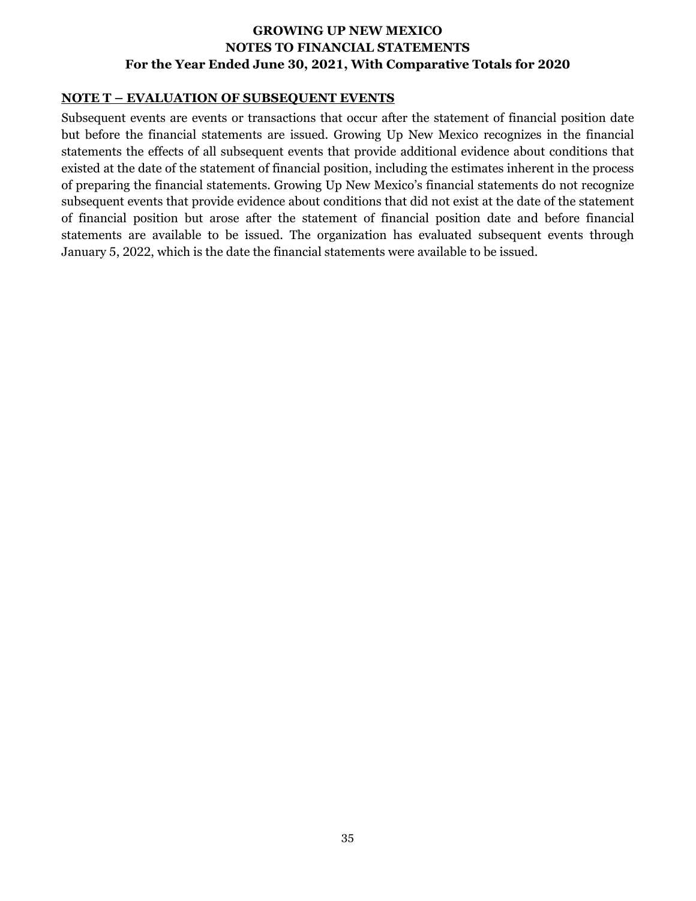## NOTE T – EVALUATION OF SUBSEQUENT EVENTS

Subsequent events are events or transactions that occur after the statement of financial position date but before the financial statements are issued. Growing Up New Mexico recognizes in the financial statements the effects of all subsequent events that provide additional evidence about conditions that existed at the date of the statement of financial position, including the estimates inherent in the process of preparing the financial statements. Growing Up New Mexico's financial statements do not recognize subsequent events that provide evidence about conditions that did not exist at the date of the statement of financial position but arose after the statement of financial position date and before financial statements are available to be issued. The organization has evaluated subsequent events through January 5, 2022, which is the date the financial statements were available to be issued.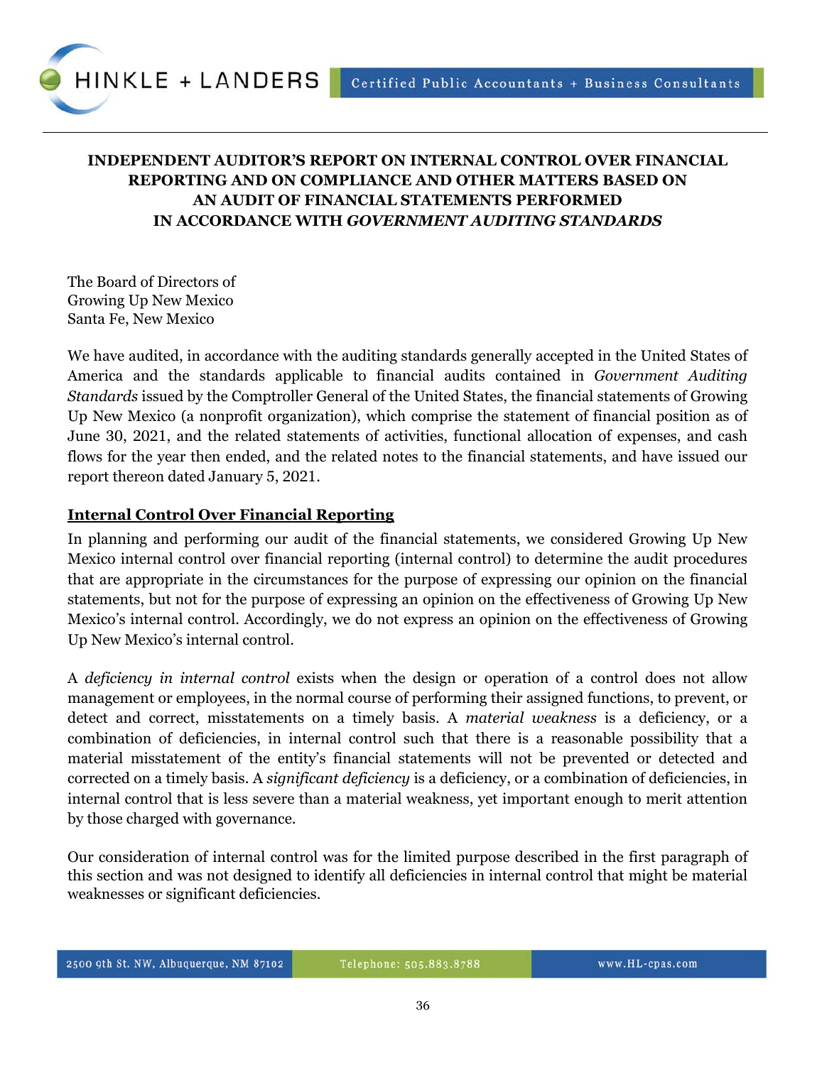# INDEPENDENT AUDITOR'S REPORT ON INTERNAL CONTROL OVER FINANCIAL REPORTING AND ON COMPLIANCE AND OTHER MATTERS BASED ON AN AUDIT OF FINANCIAL STATEMENTS PERFORMED IN ACCORDANCE WITH *GOVERNMENT AUDITING STANDARDS*

The Board of Directors of
Growing Up New Mexico
Santa Fe, New Mexico

We have audited, in accordance with the auditing standards generally accepted in the United States of America and the standards applicable to financial audits contained in *Government Auditing Standards* issued by the Comptroller General of the United States, the financial statements of Growing Up New Mexico (a nonprofit organization), which comprise the statement of financial position as of June 30, 2021, and the related statements of activities, functional allocation of expenses, and cash flows for the year then ended, and the related notes to the financial statements, and have issued our report thereon dated January 5, 2021.

## Internal Control Over Financial Reporting

In planning and performing our audit of the financial statements, we considered Growing Up New Mexico internal control over financial reporting (internal control) to determine the audit procedures that are appropriate in the circumstances for the purpose of expressing our opinion on the financial statements, but not for the purpose of expressing an opinion on the effectiveness of Growing Up New Mexico's internal control. Accordingly, we do not express an opinion on the effectiveness of Growing Up New Mexico's internal control.

A *deficiency in internal control* exists when the design or operation of a control does not allow management or employees, in the normal course of performing their assigned functions, to prevent, or detect and correct, misstatements on a timely basis. A *material weakness* is a deficiency, or a combination of deficiencies, in internal control such that there is a reasonable possibility that a material misstatement of the entity's financial statements will not be prevented or detected and corrected on a timely basis. A *significant deficiency* is a deficiency, or a combination of deficiencies, in internal control that is less severe than a material weakness, yet important enough to merit attention by those charged with governance.

Our consideration of internal control was for the limited purpose described in the first paragraph of this section and was not designed to identify all deficiencies in internal control that might be material weaknesses or significant deficiencies.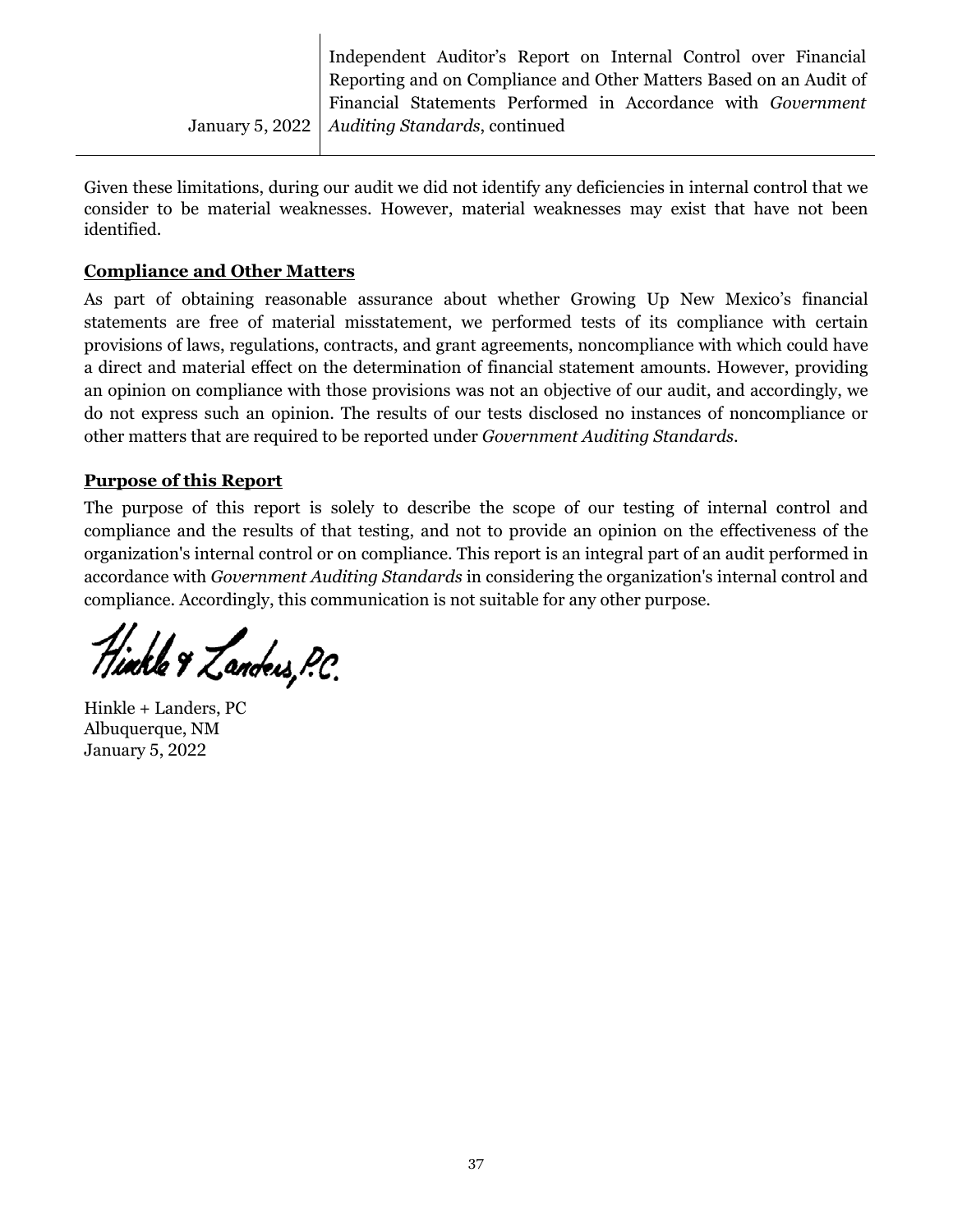Given these limitations, during our audit we did not identify any deficiencies in internal control that we consider to be material weaknesses. However, material weaknesses may exist that have not been identified.

**Compliance and Other Matters**

As part of obtaining reasonable assurance about whether Growing Up New Mexico's financial statements are free of material misstatement, we performed tests of its compliance with certain provisions of laws, regulations, contracts, and grant agreements, noncompliance with which could have a direct and material effect on the determination of financial statement amounts. However, providing an opinion on compliance with those provisions was not an objective of our audit, and accordingly, we do not express such an opinion. The results of our tests disclosed no instances of noncompliance or other matters that are required to be reported under *Government Auditing Standards*.

**Purpose of this Report**

The purpose of this report is solely to describe the scope of our testing of internal control and compliance and the results of that testing, and not to provide an opinion on the effectiveness of the organization's internal control or on compliance. This report is an integral part of an audit performed in accordance with *Government Auditing Standards* in considering the organization's internal control and compliance. Accordingly, this communication is not suitable for any other purpose.

Hinkle & Landers, P.C.

Hinkle + Landers, PC
Albuquerque, NM
January 5, 2022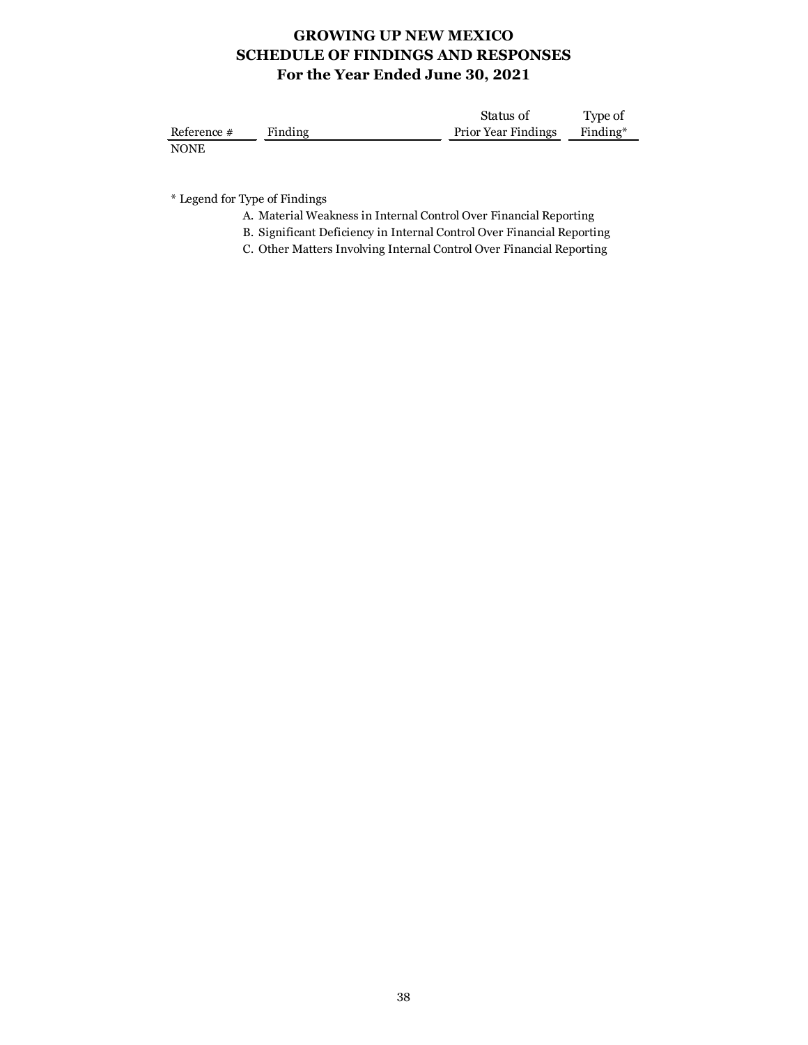# GROWING UP NEW MEXICO
# SCHEDULE OF FINDINGS AND RESPONSES
## For the Year Ended June 30, 2021

| Reference # | Finding | Status of Prior Year Findings | Type of Finding* |
|---|---|---|---|
| NONE | | | |

\* Legend for Type of Findings

A. Material Weakness in Internal Control Over Financial Reporting
B. Significant Deficiency in Internal Control Over Financial Reporting
C. Other Matters Involving Internal Control Over Financial Reporting